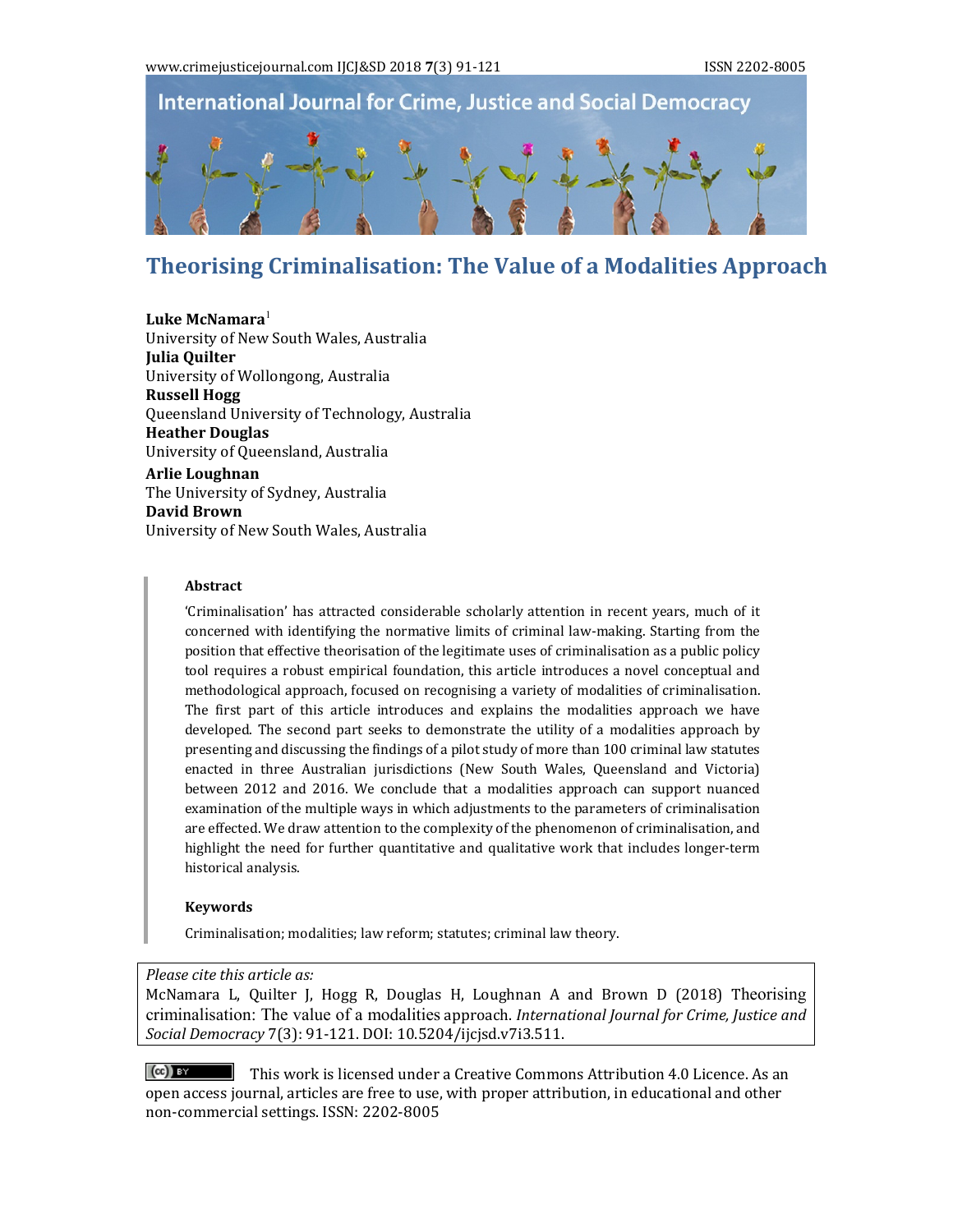# Theorising Criminalisation: The Value of a Modalities Approach

**Luke McNamara**[1]
University of New South Wales, Australia
**Julia Quilter**
University of Wollongong, Australia
**Russell Hogg**
Queensland University of Technology, Australia
**Heather Douglas**
University of Queensland, Australia
**Arlie Loughnan**
The University of Sydney, Australia
**David Brown**
University of New South Wales, Australia

## Abstract

'Criminalisation' has attracted considerable scholarly attention in recent years, much of it concerned with identifying the normative limits of criminal law-making. Starting from the position that effective theorisation of the legitimate uses of criminalisation as a public policy tool requires a robust empirical foundation, this article introduces a novel conceptual and methodological approach, focused on recognising a variety of modalities of criminalisation. The first part of this article introduces and explains the modalities approach we have developed. The second part seeks to demonstrate the utility of a modalities approach by presenting and discussing the findings of a pilot study of more than 100 criminal law statutes enacted in three Australian jurisdictions (New South Wales, Queensland and Victoria) between 2012 and 2016. We conclude that a modalities approach can support nuanced examination of the multiple ways in which adjustments to the parameters of criminalisation are effected. We draw attention to the complexity of the phenomenon of criminalisation, and highlight the need for further quantitative and qualitative work that includes longer-term historical analysis.

## Keywords

Criminalisation; modalities; law reform; statutes; criminal law theory.

*Please cite this article as:*
McNamara L, Quilter J, Hogg R, Douglas H, Loughnan A and Brown D (2018) Theorising criminalisation: The value of a modalities approach. *International Journal for Crime, Justice and Social Democracy* 7(3): 91-121. DOI: 10.5204/ijcjsd.v7i3.511.

This work is licensed under a Creative Commons Attribution 4.0 Licence. As an open access journal, articles are free to use, with proper attribution, in educational and other non-commercial settings. ISSN: 2202-8005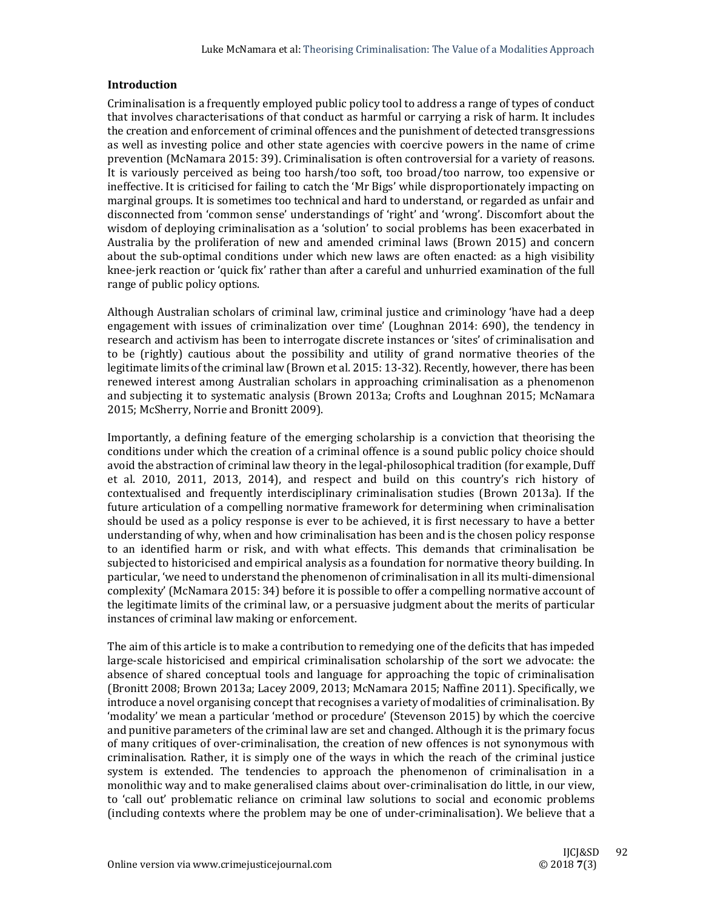## Introduction

Criminalisation is a frequently employed public policy tool to address a range of types of conduct that involves characterisations of that conduct as harmful or carrying a risk of harm. It includes the creation and enforcement of criminal offences and the punishment of detected transgressions as well as investing police and other state agencies with coercive powers in the name of crime prevention (McNamara 2015: 39). Criminalisation is often controversial for a variety of reasons. It is variously perceived as being too harsh/too soft, too broad/too narrow, too expensive or ineffective. It is criticised for failing to catch the 'Mr Bigs' while disproportionately impacting on marginal groups. It is sometimes too technical and hard to understand, or regarded as unfair and disconnected from 'common sense' understandings of 'right' and 'wrong'. Discomfort about the wisdom of deploying criminalisation as a 'solution' to social problems has been exacerbated in Australia by the proliferation of new and amended criminal laws (Brown 2015) and concern about the sub-optimal conditions under which new laws are often enacted: as a high visibility knee-jerk reaction or 'quick fix' rather than after a careful and unhurried examination of the full range of public policy options.

Although Australian scholars of criminal law, criminal justice and criminology 'have had a deep engagement with issues of criminalization over time' (Loughnan 2014: 690), the tendency in research and activism has been to interrogate discrete instances or 'sites' of criminalisation and to be (rightly) cautious about the possibility and utility of grand normative theories of the legitimate limits of the criminal law (Brown et al. 2015: 13-32). Recently, however, there has been renewed interest among Australian scholars in approaching criminalisation as a phenomenon and subjecting it to systematic analysis (Brown 2013a; Crofts and Loughnan 2015; McNamara 2015; McSherry, Norrie and Bronitt 2009).

Importantly, a defining feature of the emerging scholarship is a conviction that theorising the conditions under which the creation of a criminal offence is a sound public policy choice should avoid the abstraction of criminal law theory in the legal-philosophical tradition (for example, Duff et al. 2010, 2011, 2013, 2014), and respect and build on this country's rich history of contextualised and frequently interdisciplinary criminalisation studies (Brown 2013a). If the future articulation of a compelling normative framework for determining when criminalisation should be used as a policy response is ever to be achieved, it is first necessary to have a better understanding of why, when and how criminalisation has been and is the chosen policy response to an identified harm or risk, and with what effects. This demands that criminalisation be subjected to historicised and empirical analysis as a foundation for normative theory building. In particular, 'we need to understand the phenomenon of criminalisation in all its multi-dimensional complexity' (McNamara 2015: 34) before it is possible to offer a compelling normative account of the legitimate limits of the criminal law, or a persuasive judgment about the merits of particular instances of criminal law making or enforcement.

The aim of this article is to make a contribution to remedying one of the deficits that has impeded large-scale historicised and empirical criminalisation scholarship of the sort we advocate: the absence of shared conceptual tools and language for approaching the topic of criminalisation (Bronitt 2008; Brown 2013a; Lacey 2009, 2013; McNamara 2015; Naffine 2011). Specifically, we introduce a novel organising concept that recognises a variety of modalities of criminalisation. By 'modality' we mean a particular 'method or procedure' (Stevenson 2015) by which the coercive and punitive parameters of the criminal law are set and changed. Although it is the primary focus of many critiques of over-criminalisation, the creation of new offences is not synonymous with criminalisation. Rather, it is simply one of the ways in which the reach of the criminal justice system is extended. The tendencies to approach the phenomenon of criminalisation in a monolithic way and to make generalised claims about over-criminalisation do little, in our view, to 'call out' problematic reliance on criminal law solutions to social and economic problems (including contexts where the problem may be one of under-criminalisation). We believe that a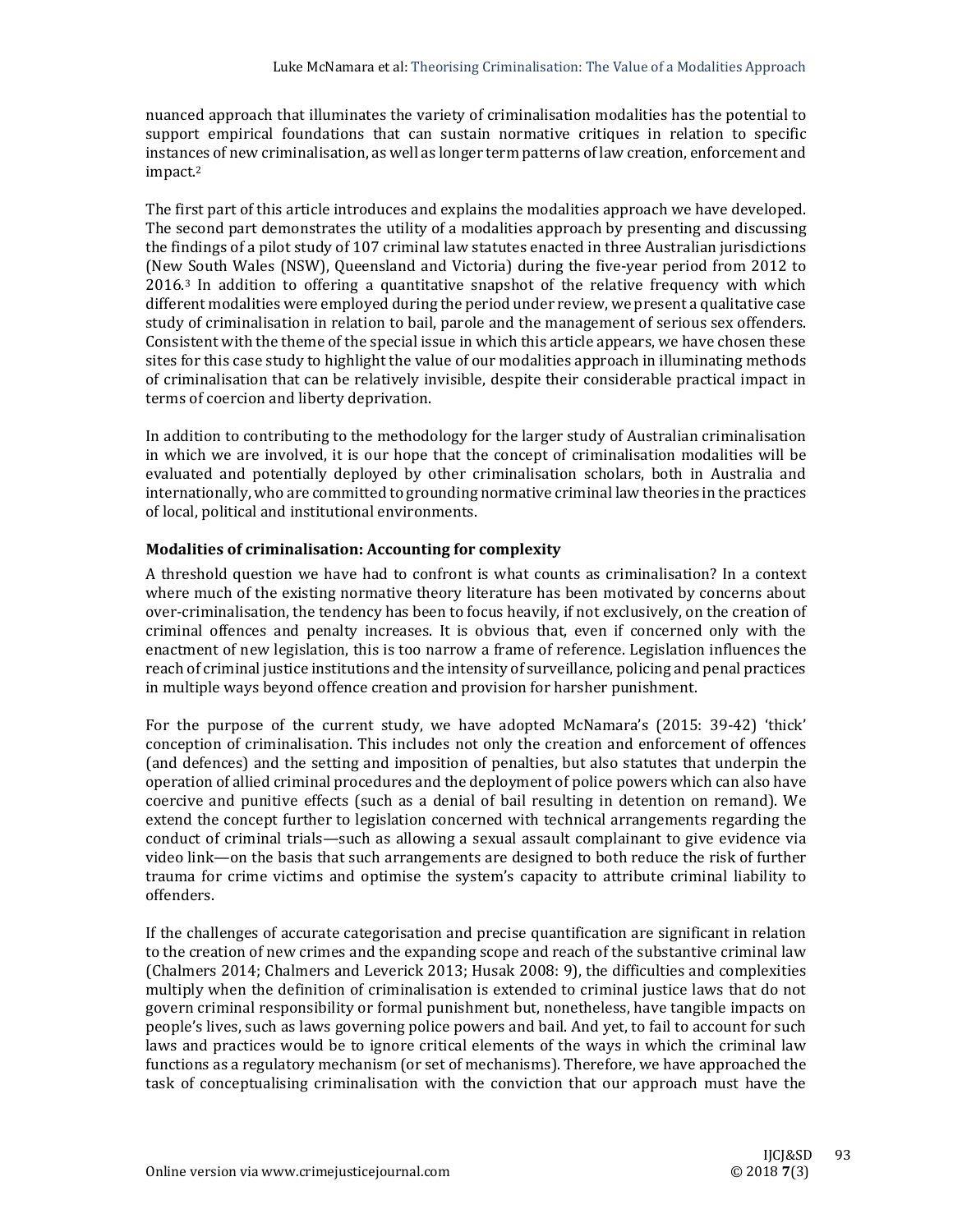nuanced approach that illuminates the variety of criminalisation modalities has the potential to support empirical foundations that can sustain normative critiques in relation to specific instances of new criminalisation, as well as longer term patterns of law creation, enforcement and impact.[2]

The first part of this article introduces and explains the modalities approach we have developed. The second part demonstrates the utility of a modalities approach by presenting and discussing the findings of a pilot study of 107 criminal law statutes enacted in three Australian jurisdictions (New South Wales (NSW), Queensland and Victoria) during the five-year period from 2012 to 2016.[3] In addition to offering a quantitative snapshot of the relative frequency with which different modalities were employed during the period under review, we present a qualitative case study of criminalisation in relation to bail, parole and the management of serious sex offenders. Consistent with the theme of the special issue in which this article appears, we have chosen these sites for this case study to highlight the value of our modalities approach in illuminating methods of criminalisation that can be relatively invisible, despite their considerable practical impact in terms of coercion and liberty deprivation.

In addition to contributing to the methodology for the larger study of Australian criminalisation in which we are involved, it is our hope that the concept of criminalisation modalities will be evaluated and potentially deployed by other criminalisation scholars, both in Australia and internationally, who are committed to grounding normative criminal law theories in the practices of local, political and institutional environments.

### Modalities of criminalisation: Accounting for complexity

A threshold question we have had to confront is what counts as criminalisation? In a context where much of the existing normative theory literature has been motivated by concerns about over-criminalisation, the tendency has been to focus heavily, if not exclusively, on the creation of criminal offences and penalty increases. It is obvious that, even if concerned only with the enactment of new legislation, this is too narrow a frame of reference. Legislation influences the reach of criminal justice institutions and the intensity of surveillance, policing and penal practices in multiple ways beyond offence creation and provision for harsher punishment.

For the purpose of the current study, we have adopted McNamara's (2015: 39-42) 'thick' conception of criminalisation. This includes not only the creation and enforcement of offences (and defences) and the setting and imposition of penalties, but also statutes that underpin the operation of allied criminal procedures and the deployment of police powers which can also have coercive and punitive effects (such as a denial of bail resulting in detention on remand). We extend the concept further to legislation concerned with technical arrangements regarding the conduct of criminal trials—such as allowing a sexual assault complainant to give evidence via video link—on the basis that such arrangements are designed to both reduce the risk of further trauma for crime victims and optimise the system's capacity to attribute criminal liability to offenders.

If the challenges of accurate categorisation and precise quantification are significant in relation to the creation of new crimes and the expanding scope and reach of the substantive criminal law (Chalmers 2014; Chalmers and Leverick 2013; Husak 2008: 9), the difficulties and complexities multiply when the definition of criminalisation is extended to criminal justice laws that do not govern criminal responsibility or formal punishment but, nonetheless, have tangible impacts on people's lives, such as laws governing police powers and bail. And yet, to fail to account for such laws and practices would be to ignore critical elements of the ways in which the criminal law functions as a regulatory mechanism (or set of mechanisms). Therefore, we have approached the task of conceptualising criminalisation with the conviction that our approach must have the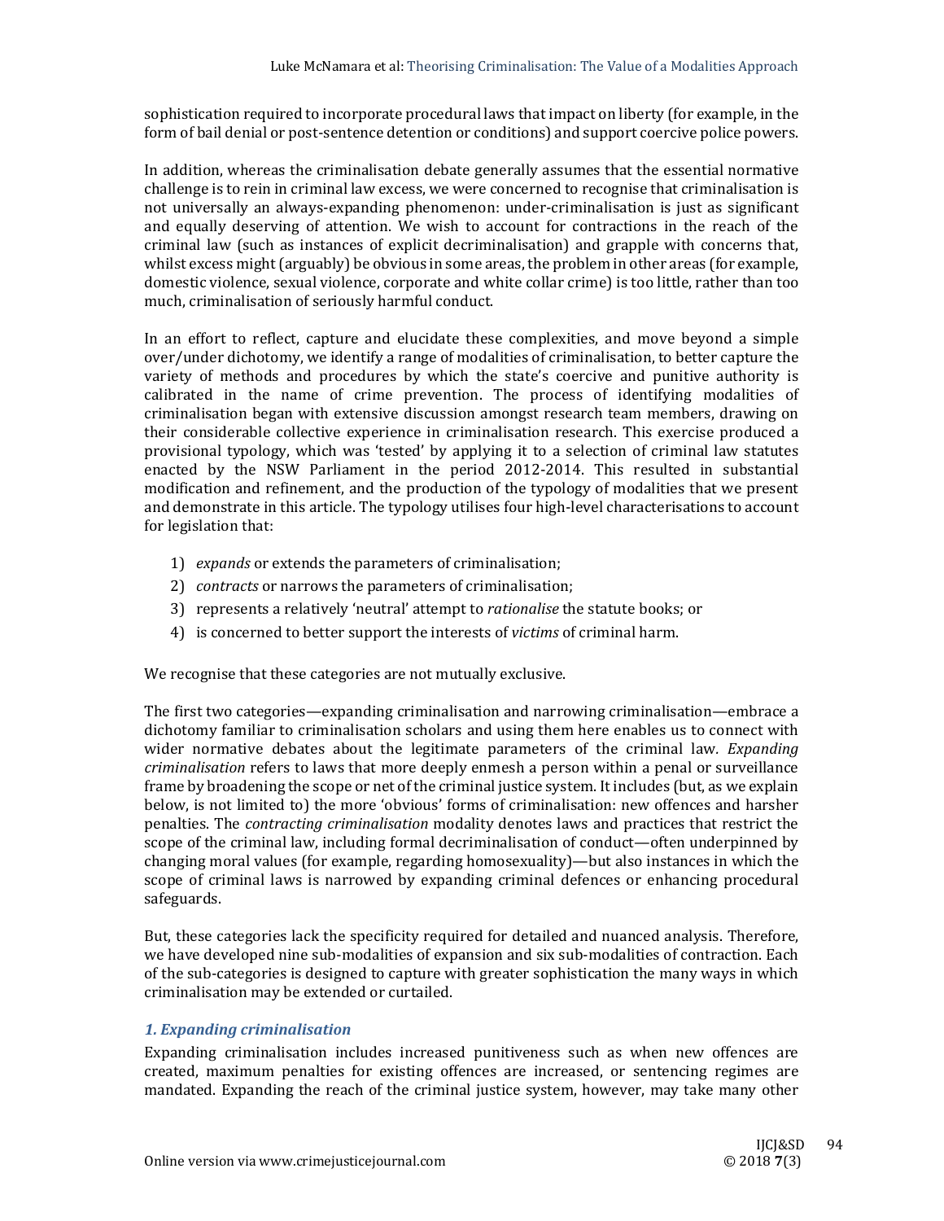sophistication required to incorporate procedural laws that impact on liberty (for example, in the form of bail denial or post-sentence detention or conditions) and support coercive police powers.

In addition, whereas the criminalisation debate generally assumes that the essential normative challenge is to rein in criminal law excess, we were concerned to recognise that criminalisation is not universally an always-expanding phenomenon: under-criminalisation is just as significant and equally deserving of attention. We wish to account for contractions in the reach of the criminal law (such as instances of explicit decriminalisation) and grapple with concerns that, whilst excess might (arguably) be obvious in some areas, the problem in other areas (for example, domestic violence, sexual violence, corporate and white collar crime) is too little, rather than too much, criminalisation of seriously harmful conduct.

In an effort to reflect, capture and elucidate these complexities, and move beyond a simple over/under dichotomy, we identify a range of modalities of criminalisation, to better capture the variety of methods and procedures by which the state's coercive and punitive authority is calibrated in the name of crime prevention. The process of identifying modalities of criminalisation began with extensive discussion amongst research team members, drawing on their considerable collective experience in criminalisation research. This exercise produced a provisional typology, which was 'tested' by applying it to a selection of criminal law statutes enacted by the NSW Parliament in the period 2012-2014. This resulted in substantial modification and refinement, and the production of the typology of modalities that we present and demonstrate in this article. The typology utilises four high-level characterisations to account for legislation that:

1) *expands* or extends the parameters of criminalisation;
2) *contracts* or narrows the parameters of criminalisation;
3) represents a relatively 'neutral' attempt to *rationalise* the statute books; or
4) is concerned to better support the interests of *victims* of criminal harm.

We recognise that these categories are not mutually exclusive.

The first two categories—expanding criminalisation and narrowing criminalisation—embrace a dichotomy familiar to criminalisation scholars and using them here enables us to connect with wider normative debates about the legitimate parameters of the criminal law. *Expanding criminalisation* refers to laws that more deeply enmesh a person within a penal or surveillance frame by broadening the scope or net of the criminal justice system. It includes (but, as we explain below, is not limited to) the more 'obvious' forms of criminalisation: new offences and harsher penalties. The *contracting criminalisation* modality denotes laws and practices that restrict the scope of the criminal law, including formal decriminalisation of conduct—often underpinned by changing moral values (for example, regarding homosexuality)—but also instances in which the scope of criminal laws is narrowed by expanding criminal defences or enhancing procedural safeguards.

But, these categories lack the specificity required for detailed and nuanced analysis. Therefore, we have developed nine sub-modalities of expansion and six sub-modalities of contraction. Each of the sub-categories is designed to capture with greater sophistication the many ways in which criminalisation may be extended or curtailed.

### *1. Expanding criminalisation*

Expanding criminalisation includes increased punitiveness such as when new offences are created, maximum penalties for existing offences are increased, or sentencing regimes are mandated. Expanding the reach of the criminal justice system, however, may take many other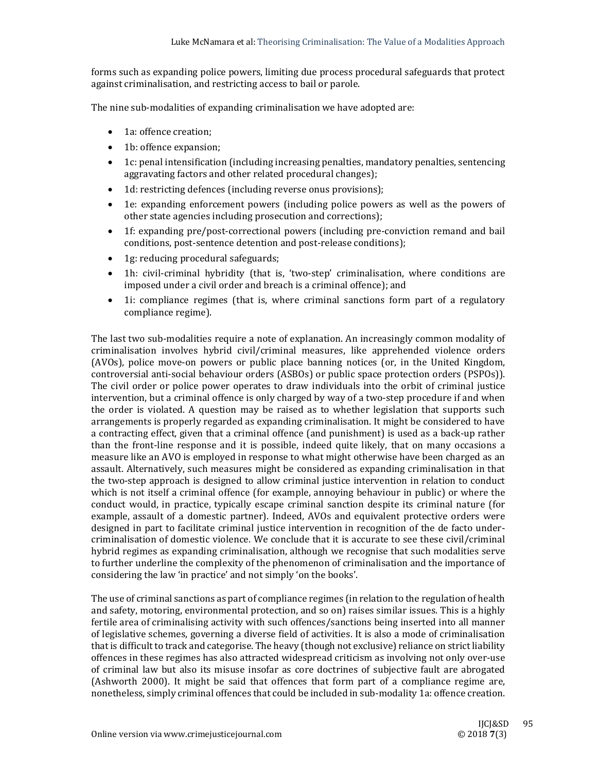forms such as expanding police powers, limiting due process procedural safeguards that protect against criminalisation, and restricting access to bail or parole.

The nine sub-modalities of expanding criminalisation we have adopted are:

- 1a: offence creation;
- 1b: offence expansion;
- 1c: penal intensification (including increasing penalties, mandatory penalties, sentencing aggravating factors and other related procedural changes);
- 1d: restricting defences (including reverse onus provisions);
- 1e: expanding enforcement powers (including police powers as well as the powers of other state agencies including prosecution and corrections);
- 1f: expanding pre/post-correctional powers (including pre-conviction remand and bail conditions, post-sentence detention and post-release conditions);
- 1g: reducing procedural safeguards;
- 1h: civil-criminal hybridity (that is, 'two-step' criminalisation, where conditions are imposed under a civil order and breach is a criminal offence); and
- 1i: compliance regimes (that is, where criminal sanctions form part of a regulatory compliance regime).

The last two sub-modalities require a note of explanation. An increasingly common modality of criminalisation involves hybrid civil/criminal measures, like apprehended violence orders (AVOs), police move-on powers or public place banning notices (or, in the United Kingdom, controversial anti-social behaviour orders (ASBOs) or public space protection orders (PSPOs)). The civil order or police power operates to draw individuals into the orbit of criminal justice intervention, but a criminal offence is only charged by way of a two-step procedure if and when the order is violated. A question may be raised as to whether legislation that supports such arrangements is properly regarded as expanding criminalisation. It might be considered to have a contracting effect, given that a criminal offence (and punishment) is used as a back-up rather than the front-line response and it is possible, indeed quite likely, that on many occasions a measure like an AVO is employed in response to what might otherwise have been charged as an assault. Alternatively, such measures might be considered as expanding criminalisation in that the two-step approach is designed to allow criminal justice intervention in relation to conduct which is not itself a criminal offence (for example, annoying behaviour in public) or where the conduct would, in practice, typically escape criminal sanction despite its criminal nature (for example, assault of a domestic partner). Indeed, AVOs and equivalent protective orders were designed in part to facilitate criminal justice intervention in recognition of the de facto under-criminalisation of domestic violence. We conclude that it is accurate to see these civil/criminal hybrid regimes as expanding criminalisation, although we recognise that such modalities serve to further underline the complexity of the phenomenon of criminalisation and the importance of considering the law 'in practice' and not simply 'on the books'.

The use of criminal sanctions as part of compliance regimes (in relation to the regulation of health and safety, motoring, environmental protection, and so on) raises similar issues. This is a highly fertile area of criminalising activity with such offences/sanctions being inserted into all manner of legislative schemes, governing a diverse field of activities. It is also a mode of criminalisation that is difficult to track and categorise. The heavy (though not exclusive) reliance on strict liability offences in these regimes has also attracted widespread criticism as involving not only over-use of criminal law but also its misuse insofar as core doctrines of subjective fault are abrogated (Ashworth 2000). It might be said that offences that form part of a compliance regime are, nonetheless, simply criminal offences that could be included in sub-modality 1a: offence creation.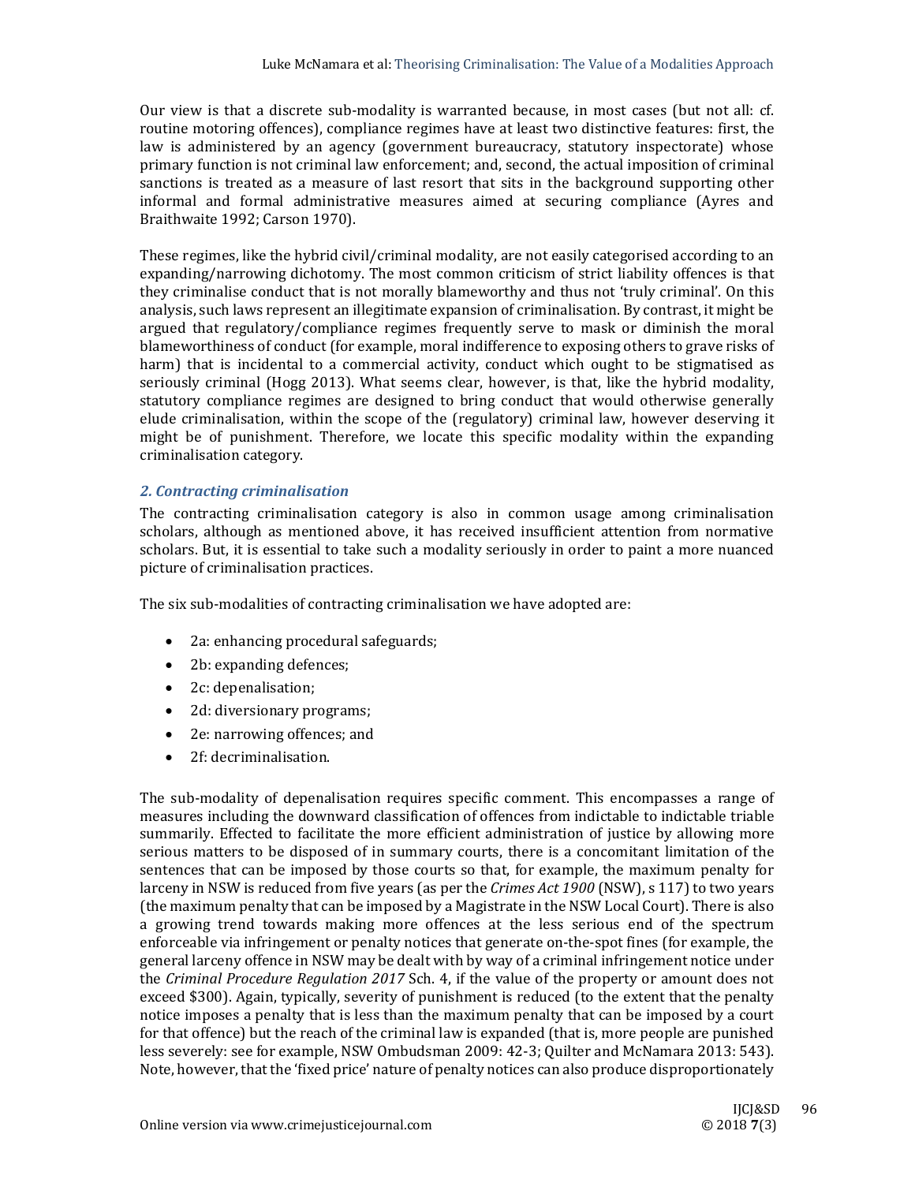Our view is that a discrete sub-modality is warranted because, in most cases (but not all: cf. routine motoring offences), compliance regimes have at least two distinctive features: first, the law is administered by an agency (government bureaucracy, statutory inspectorate) whose primary function is not criminal law enforcement; and, second, the actual imposition of criminal sanctions is treated as a measure of last resort that sits in the background supporting other informal and formal administrative measures aimed at securing compliance (Ayres and Braithwaite 1992; Carson 1970).

These regimes, like the hybrid civil/criminal modality, are not easily categorised according to an expanding/narrowing dichotomy. The most common criticism of strict liability offences is that they criminalise conduct that is not morally blameworthy and thus not 'truly criminal'. On this analysis, such laws represent an illegitimate expansion of criminalisation. By contrast, it might be argued that regulatory/compliance regimes frequently serve to mask or diminish the moral blameworthiness of conduct (for example, moral indifference to exposing others to grave risks of harm) that is incidental to a commercial activity, conduct which ought to be stigmatised as seriously criminal (Hogg 2013). What seems clear, however, is that, like the hybrid modality, statutory compliance regimes are designed to bring conduct that would otherwise generally elude criminalisation, within the scope of the (regulatory) criminal law, however deserving it might be of punishment. Therefore, we locate this specific modality within the expanding criminalisation category.

### *2. Contracting criminalisation*

The contracting criminalisation category is also in common usage among criminalisation scholars, although as mentioned above, it has received insufficient attention from normative scholars. But, it is essential to take such a modality seriously in order to paint a more nuanced picture of criminalisation practices.

The six sub-modalities of contracting criminalisation we have adopted are:

- 2a: enhancing procedural safeguards;
- 2b: expanding defences;
- 2c: depenalisation;
- 2d: diversionary programs;
- 2e: narrowing offences; and
- 2f: decriminalisation.

The sub-modality of depenalisation requires specific comment. This encompasses a range of measures including the downward classification of offences from indictable to indictable triable summarily. Effected to facilitate the more efficient administration of justice by allowing more serious matters to be disposed of in summary courts, there is a concomitant limitation of the sentences that can be imposed by those courts so that, for example, the maximum penalty for larceny in NSW is reduced from five years (as per the *Crimes Act 1900* (NSW), s 117) to two years (the maximum penalty that can be imposed by a Magistrate in the NSW Local Court). There is also a growing trend towards making more offences at the less serious end of the spectrum enforceable via infringement or penalty notices that generate on-the-spot fines (for example, the general larceny offence in NSW may be dealt with by way of a criminal infringement notice under the *Criminal Procedure Regulation 2017* Sch. 4, if the value of the property or amount does not exceed $300). Again, typically, severity of punishment is reduced (to the extent that the penalty notice imposes a penalty that is less than the maximum penalty that can be imposed by a court for that offence) but the reach of the criminal law is expanded (that is, more people are punished less severely: see for example, NSW Ombudsman 2009: 42-3; Quilter and McNamara 2013: 543). Note, however, that the 'fixed price' nature of penalty notices can also produce disproportionately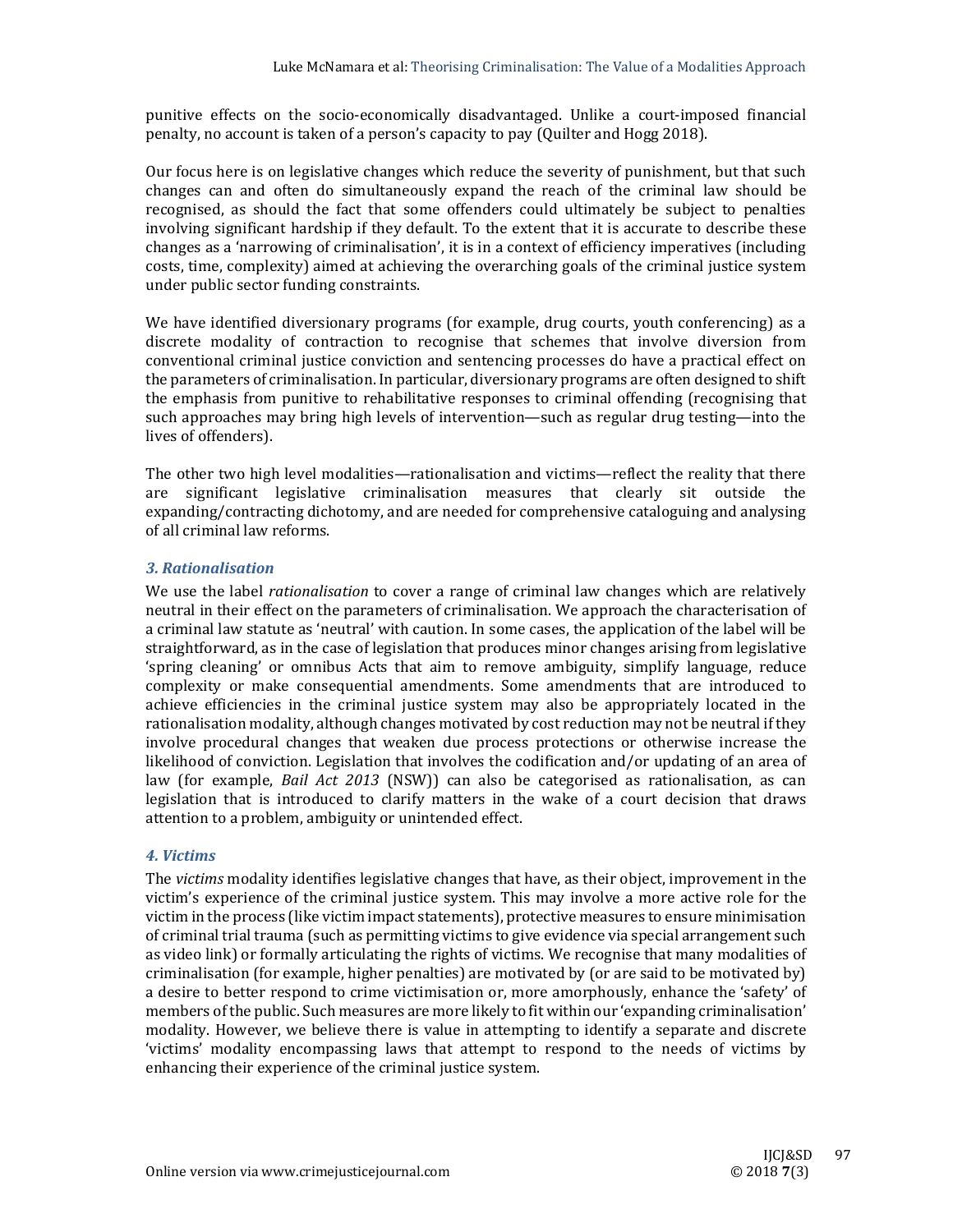punitive effects on the socio-economically disadvantaged. Unlike a court-imposed financial penalty, no account is taken of a person's capacity to pay (Quilter and Hogg 2018).

Our focus here is on legislative changes which reduce the severity of punishment, but that such changes can and often do simultaneously expand the reach of the criminal law should be recognised, as should the fact that some offenders could ultimately be subject to penalties involving significant hardship if they default. To the extent that it is accurate to describe these changes as a 'narrowing of criminalisation', it is in a context of efficiency imperatives (including costs, time, complexity) aimed at achieving the overarching goals of the criminal justice system under public sector funding constraints.

We have identified diversionary programs (for example, drug courts, youth conferencing) as a discrete modality of contraction to recognise that schemes that involve diversion from conventional criminal justice conviction and sentencing processes do have a practical effect on the parameters of criminalisation. In particular, diversionary programs are often designed to shift the emphasis from punitive to rehabilitative responses to criminal offending (recognising that such approaches may bring high levels of intervention—such as regular drug testing—into the lives of offenders).

The other two high level modalities—rationalisation and victims—reflect the reality that there are significant legislative criminalisation measures that clearly sit outside the expanding/contracting dichotomy, and are needed for comprehensive cataloguing and analysing of all criminal law reforms.

### *3. Rationalisation*

We use the label *rationalisation* to cover a range of criminal law changes which are relatively neutral in their effect on the parameters of criminalisation. We approach the characterisation of a criminal law statute as 'neutral' with caution. In some cases, the application of the label will be straightforward, as in the case of legislation that produces minor changes arising from legislative 'spring cleaning' or omnibus Acts that aim to remove ambiguity, simplify language, reduce complexity or make consequential amendments. Some amendments that are introduced to achieve efficiencies in the criminal justice system may also be appropriately located in the rationalisation modality, although changes motivated by cost reduction may not be neutral if they involve procedural changes that weaken due process protections or otherwise increase the likelihood of conviction. Legislation that involves the codification and/or updating of an area of law (for example, *Bail Act 2013* (NSW)) can also be categorised as rationalisation, as can legislation that is introduced to clarify matters in the wake of a court decision that draws attention to a problem, ambiguity or unintended effect.

### *4. Victims*

The *victims* modality identifies legislative changes that have, as their object, improvement in the victim's experience of the criminal justice system. This may involve a more active role for the victim in the process (like victim impact statements), protective measures to ensure minimisation of criminal trial trauma (such as permitting victims to give evidence via special arrangement such as video link) or formally articulating the rights of victims. We recognise that many modalities of criminalisation (for example, higher penalties) are motivated by (or are said to be motivated by) a desire to better respond to crime victimisation or, more amorphously, enhance the 'safety' of members of the public. Such measures are more likely to fit within our 'expanding criminalisation' modality. However, we believe there is value in attempting to identify a separate and discrete 'victims' modality encompassing laws that attempt to respond to the needs of victims by enhancing their experience of the criminal justice system.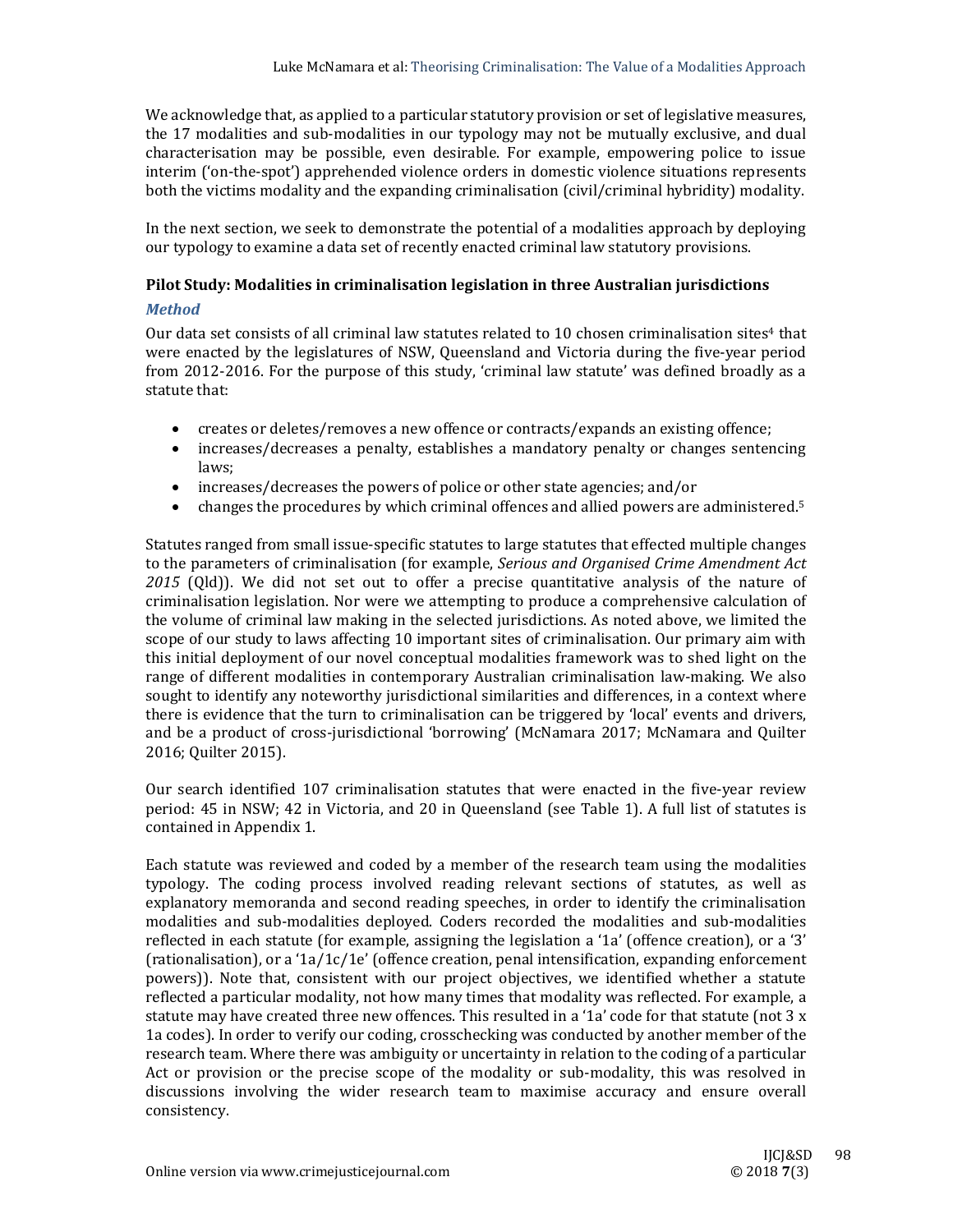We acknowledge that, as applied to a particular statutory provision or set of legislative measures, the 17 modalities and sub-modalities in our typology may not be mutually exclusive, and dual characterisation may be possible, even desirable. For example, empowering police to issue interim ('on-the-spot') apprehended violence orders in domestic violence situations represents both the victims modality and the expanding criminalisation (civil/criminal hybridity) modality.

In the next section, we seek to demonstrate the potential of a modalities approach by deploying our typology to examine a data set of recently enacted criminal law statutory provisions.

## Pilot Study: Modalities in criminalisation legislation in three Australian jurisdictions

### *Method*

Our data set consists of all criminal law statutes related to 10 chosen criminalisation sites[4] that were enacted by the legislatures of NSW, Queensland and Victoria during the five-year period from 2012-2016. For the purpose of this study, 'criminal law statute' was defined broadly as a statute that:

- creates or deletes/removes a new offence or contracts/expands an existing offence;
- increases/decreases a penalty, establishes a mandatory penalty or changes sentencing laws;
- increases/decreases the powers of police or other state agencies; and/or
- changes the procedures by which criminal offences and allied powers are administered.[5]

Statutes ranged from small issue-specific statutes to large statutes that effected multiple changes to the parameters of criminalisation (for example, *Serious and Organised Crime Amendment Act 2015* (Qld)). We did not set out to offer a precise quantitative analysis of the nature of criminalisation legislation. Nor were we attempting to produce a comprehensive calculation of the volume of criminal law making in the selected jurisdictions. As noted above, we limited the scope of our study to laws affecting 10 important sites of criminalisation. Our primary aim with this initial deployment of our novel conceptual modalities framework was to shed light on the range of different modalities in contemporary Australian criminalisation law-making. We also sought to identify any noteworthy jurisdictional similarities and differences, in a context where there is evidence that the turn to criminalisation can be triggered by 'local' events and drivers, and be a product of cross-jurisdictional 'borrowing' (McNamara 2017; McNamara and Quilter 2016; Quilter 2015).

Our search identified 107 criminalisation statutes that were enacted in the five-year review period: 45 in NSW; 42 in Victoria, and 20 in Queensland (see Table 1). A full list of statutes is contained in Appendix 1.

Each statute was reviewed and coded by a member of the research team using the modalities typology. The coding process involved reading relevant sections of statutes, as well as explanatory memoranda and second reading speeches, in order to identify the criminalisation modalities and sub-modalities deployed. Coders recorded the modalities and sub-modalities reflected in each statute (for example, assigning the legislation a '1a' (offence creation), or a '3' (rationalisation), or a '1a/1c/1e' (offence creation, penal intensification, expanding enforcement powers)). Note that, consistent with our project objectives, we identified whether a statute reflected a particular modality, not how many times that modality was reflected. For example, a statute may have created three new offences. This resulted in a '1a' code for that statute (not 3 x 1a codes). In order to verify our coding, crosschecking was conducted by another member of the research team. Where there was ambiguity or uncertainty in relation to the coding of a particular Act or provision or the precise scope of the modality or sub-modality, this was resolved in discussions involving the wider research team to maximise accuracy and ensure overall consistency.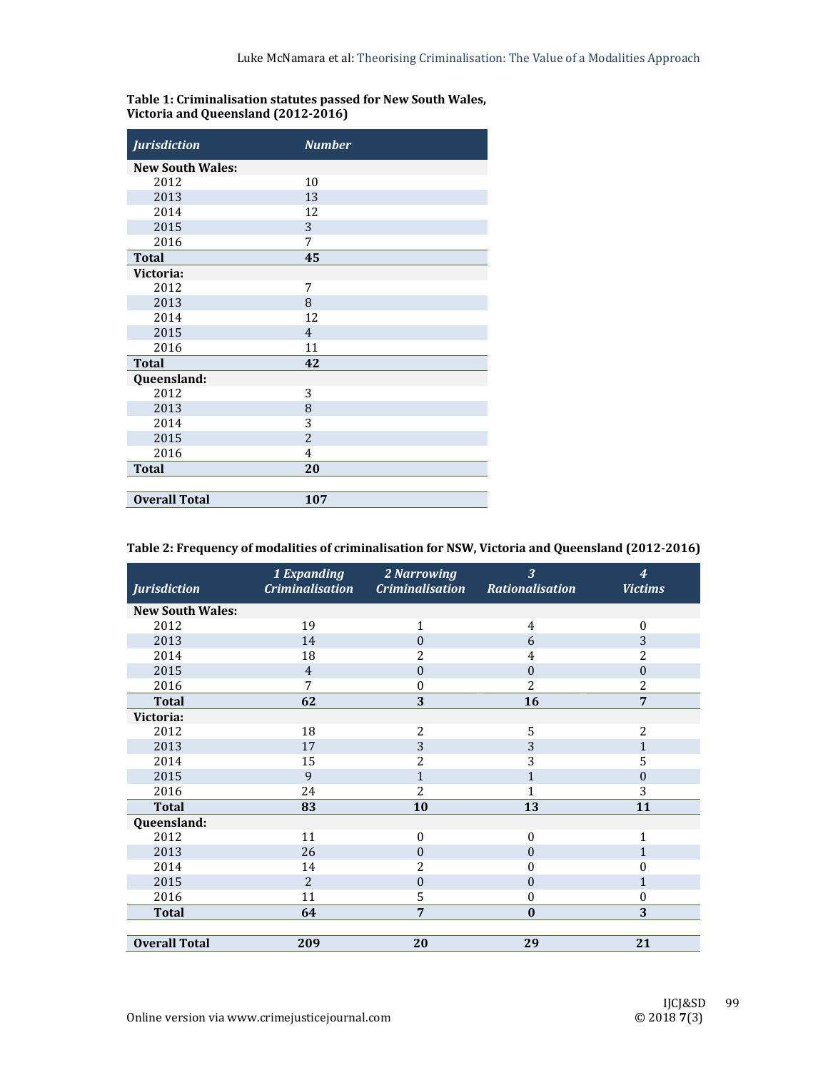**Table 1: Criminalisation statutes passed for New South Wales, Victoria and Queensland (2012-2016)**

| *Jurisdiction* | *Number* |
|---|---|
| **New South Wales:** | |
| 2012 | 10 |
| 2013 | 13 |
| 2014 | 12 |
| 2015 | 3 |
| 2016 | 7 |
| **Total** | **45** |
| **Victoria:** | |
| 2012 | 7 |
| 2013 | 8 |
| 2014 | 12 |
| 2015 | 4 |
| 2016 | 11 |
| **Total** | **42** |
| **Queensland:** | |
| 2012 | 3 |
| 2013 | 8 |
| 2014 | 3 |
| 2015 | 2 |
| 2016 | 4 |
| **Total** | **20** |
| | |
| **Overall Total** | **107** |

**Table 2: Frequency of modalities of criminalisation for NSW, Victoria and Queensland (2012-2016)**

| *Jurisdiction* | *1 Expanding Criminalisation* | *2 Narrowing Criminalisation* | *3 Rationalisation* | *4 Victims* |
|---|---|---|---|---|
| **New South Wales:** | | | | |
| 2012 | 19 | 1 | 4 | 0 |
| 2013 | 14 | 0 | 6 | 3 |
| 2014 | 18 | 2 | 4 | 2 |
| 2015 | 4 | 0 | 0 | 0 |
| 2016 | 7 | 0 | 2 | 2 |
| **Total** | **62** | **3** | **16** | **7** |
| **Victoria:** | | | | |
| 2012 | 18 | 2 | 5 | 2 |
| 2013 | 17 | 3 | 3 | 1 |
| 2014 | 15 | 2 | 3 | 5 |
| 2015 | 9 | 1 | 1 | 0 |
| 2016 | 24 | 2 | 1 | 3 |
| **Total** | **83** | **10** | **13** | **11** |
| **Queensland:** | | | | |
| 2012 | 11 | 0 | 0 | 1 |
| 2013 | 26 | 0 | 0 | 1 |
| 2014 | 14 | 2 | 0 | 0 |
| 2015 | 2 | 0 | 0 | 1 |
| 2016 | 11 | 5 | 0 | 0 |
| **Total** | **64** | **7** | **0** | **3** |
| | | | | |
| **Overall Total** | **209** | **20** | **29** | **21** |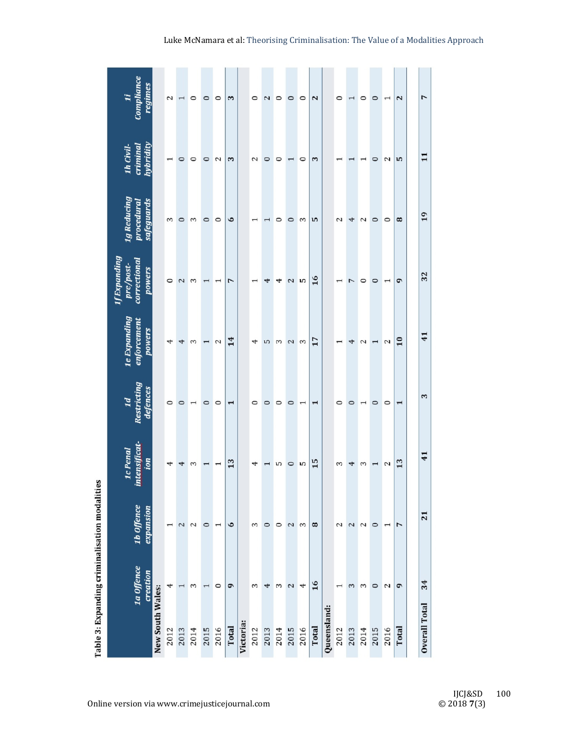**Table 3: Expanding criminalisation modalities**

| | 1a Offence creation | 1b Offence expansion | 1c Penal intensification | 1d Restricting defences | 1e Expanding enforcement powers | 1f Expanding pre/post-correctional powers | 1g Reducing procedural safeguards | 1h Civil-criminal hybridity | 1i Compliance regimes |
|---|---|---|---|---|---|---|---|---|---|
| **New South Wales:** | | | | | | | | | |
| 2012 | 4 | 1 | 4 | 0 | 4 | 0 | 3 | 1 | 2 |
| 2013 | 1 | 2 | 4 | 0 | 4 | 2 | 0 | 0 | 1 |
| 2014 | 3 | 2 | 3 | 1 | 3 | 3 | 3 | 0 | 0 |
| 2015 | 1 | 0 | 1 | 0 | 1 | 1 | 0 | 0 | 0 |
| 2016 | 0 | 1 | 1 | 0 | 2 | 1 | 0 | 2 | 0 |
| **Total** | **9** | **6** | **13** | **1** | **14** | **7** | **6** | **3** | **3** |
| **Victoria:** | | | | | | | | | |
| 2012 | 3 | 3 | 4 | 0 | 4 | 1 | 1 | 2 | 0 |
| 2013 | 4 | 0 | 1 | 0 | 5 | 4 | 1 | 0 | 2 |
| 2014 | 3 | 0 | 5 | 0 | 3 | 4 | 0 | 0 | 0 |
| 2015 | 2 | 2 | 0 | 0 | 2 | 2 | 0 | 1 | 0 |
| 2016 | 4 | 3 | 5 | 1 | 3 | 5 | 3 | 0 | 0 |
| **Total** | **16** | **8** | **15** | **1** | **17** | **16** | **5** | **3** | **2** |
| **Queensland:** | | | | | | | | | |
| 2012 | 1 | 2 | 3 | 0 | 1 | 1 | 2 | 1 | 0 |
| 2013 | 3 | 2 | 4 | 0 | 4 | 7 | 4 | 1 | 1 |
| 2014 | 3 | 2 | 3 | 1 | 2 | 0 | 2 | 1 | 0 |
| 2015 | 0 | 0 | 1 | 0 | 1 | 0 | 0 | 0 | 0 |
| 2016 | 2 | 1 | 2 | 0 | 2 | 1 | 0 | 2 | 1 |
| **Total** | **9** | **7** | **13** | **1** | **10** | **9** | **8** | **5** | **2** |
| **Overall Total** | **34** | **21** | **41** | **3** | **41** | **32** | **19** | **11** | **7** |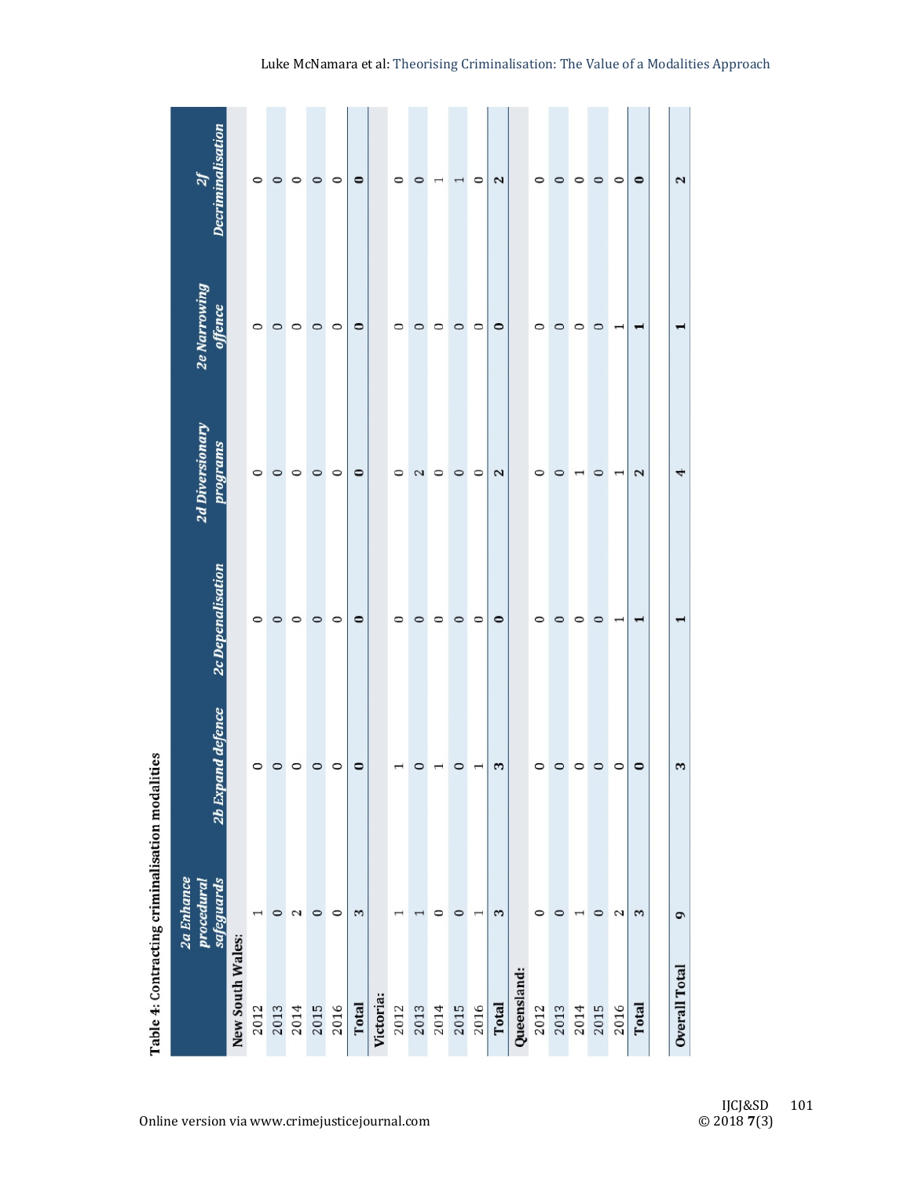**Table 4: Contracting criminalisation modalities**

| | 2a Enhance procedural safeguards | 2b Expand defence | 2c Depenalisation | 2d Diversionary programs | 2e Narrowing offence | 2f Decriminalisation |
|---|---|---|---|---|---|---|
| **New South Wales:** | | | | | | |
| 2012 | 1 | 0 | 0 | 0 | 0 | 0 |
| 2013 | 0 | 0 | 0 | 0 | 0 | 0 |
| 2014 | 2 | 0 | 0 | 0 | 0 | 0 |
| 2015 | 0 | 0 | 0 | 0 | 0 | 0 |
| 2016 | 0 | 0 | 0 | 0 | 0 | 0 |
| **Total** | 3 | **0** | **0** | **0** | **0** | **0** |
| **Victoria:** | | | | | | |
| 2012 | 1 | 1 | 0 | 0 | 0 | 0 |
| 2013 | 1 | 0 | 0 | 2 | 0 | 0 |
| 2014 | 0 | 1 | 0 | 0 | 0 | 1 |
| 2015 | 0 | 0 | 0 | 0 | 0 | 1 |
| 2016 | 1 | 1 | 0 | 0 | 0 | 0 |
| **Total** | 3 | **3** | **0** | **2** | **0** | **2** |
| **Queensland:** | | | | | | |
| 2012 | 0 | 0 | 0 | 0 | 0 | 0 |
| 2013 | 0 | 0 | 0 | 0 | 0 | 0 |
| 2014 | 1 | 0 | 0 | 1 | 0 | 0 |
| 2015 | 0 | 0 | 0 | 0 | 0 | 0 |
| 2016 | 2 | 0 | 1 | 1 | 1 | 0 |
| **Total** | 3 | **0** | **1** | **2** | **1** | **0** |
| **Overall Total** | **9** | **3** | **1** | **4** | **1** | **2** |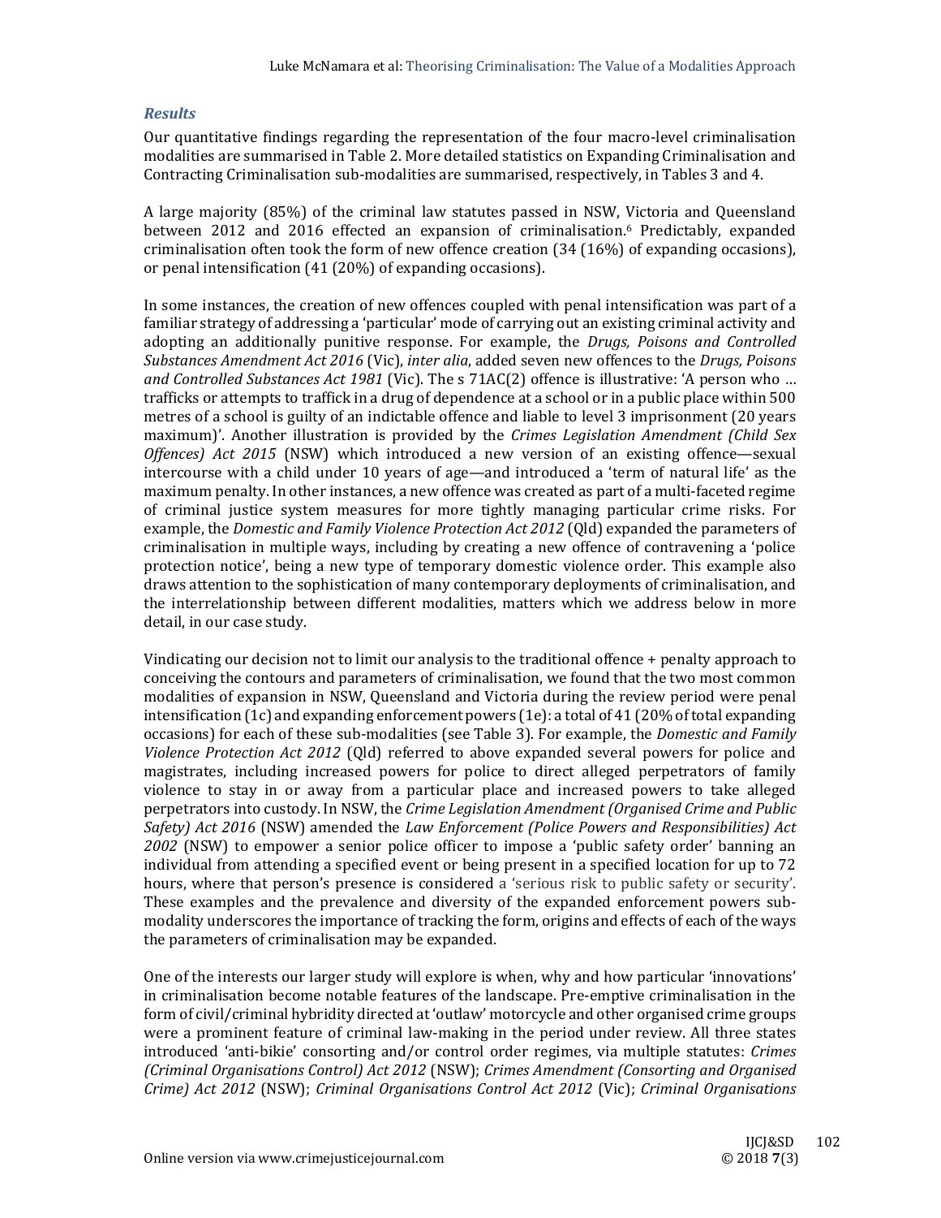### *Results*

Our quantitative findings regarding the representation of the four macro-level criminalisation modalities are summarised in Table 2. More detailed statistics on Expanding Criminalisation and Contracting Criminalisation sub-modalities are summarised, respectively, in Tables 3 and 4.

A large majority (85%) of the criminal law statutes passed in NSW, Victoria and Queensland between 2012 and 2016 effected an expansion of criminalisation.[6] Predictably, expanded criminalisation often took the form of new offence creation (34 (16%) of expanding occasions), or penal intensification (41 (20%) of expanding occasions).

In some instances, the creation of new offences coupled with penal intensification was part of a familiar strategy of addressing a 'particular' mode of carrying out an existing criminal activity and adopting an additionally punitive response. For example, the *Drugs, Poisons and Controlled Substances Amendment Act 2016* (Vic), *inter alia*, added seven new offences to the *Drugs, Poisons and Controlled Substances Act 1981* (Vic). The s 71AC(2) offence is illustrative: 'A person who … trafficks or attempts to traffick in a drug of dependence at a school or in a public place within 500 metres of a school is guilty of an indictable offence and liable to level 3 imprisonment (20 years maximum)'. Another illustration is provided by the *Crimes Legislation Amendment (Child Sex Offences) Act 2015* (NSW) which introduced a new version of an existing offence—sexual intercourse with a child under 10 years of age—and introduced a 'term of natural life' as the maximum penalty. In other instances, a new offence was created as part of a multi-faceted regime of criminal justice system measures for more tightly managing particular crime risks. For example, the *Domestic and Family Violence Protection Act 2012* (Qld) expanded the parameters of criminalisation in multiple ways, including by creating a new offence of contravening a 'police protection notice', being a new type of temporary domestic violence order. This example also draws attention to the sophistication of many contemporary deployments of criminalisation, and the interrelationship between different modalities, matters which we address below in more detail, in our case study.

Vindicating our decision not to limit our analysis to the traditional offence + penalty approach to conceiving the contours and parameters of criminalisation, we found that the two most common modalities of expansion in NSW, Queensland and Victoria during the review period were penal intensification (1c) and expanding enforcement powers (1e): a total of 41 (20% of total expanding occasions) for each of these sub-modalities (see Table 3). For example, the *Domestic and Family Violence Protection Act 2012* (Qld) referred to above expanded several powers for police and magistrates, including increased powers for police to direct alleged perpetrators of family violence to stay in or away from a particular place and increased powers to take alleged perpetrators into custody. In NSW, the *Crime Legislation Amendment (Organised Crime and Public Safety) Act 2016* (NSW) amended the *Law Enforcement (Police Powers and Responsibilities) Act 2002* (NSW) to empower a senior police officer to impose a 'public safety order' banning an individual from attending a specified event or being present in a specified location for up to 72 hours, where that person's presence is considered a 'serious risk to public safety or security'. These examples and the prevalence and diversity of the expanded enforcement powers sub-modality underscores the importance of tracking the form, origins and effects of each of the ways the parameters of criminalisation may be expanded.

One of the interests our larger study will explore is when, why and how particular 'innovations' in criminalisation become notable features of the landscape. Pre-emptive criminalisation in the form of civil/criminal hybridity directed at 'outlaw' motorcycle and other organised crime groups were a prominent feature of criminal law-making in the period under review. All three states introduced 'anti-bikie' consorting and/or control order regimes, via multiple statutes: *Crimes (Criminal Organisations Control) Act 2012* (NSW); *Crimes Amendment (Consorting and Organised Crime) Act 2012* (NSW); *Criminal Organisations Control Act 2012* (Vic); *Criminal Organisations*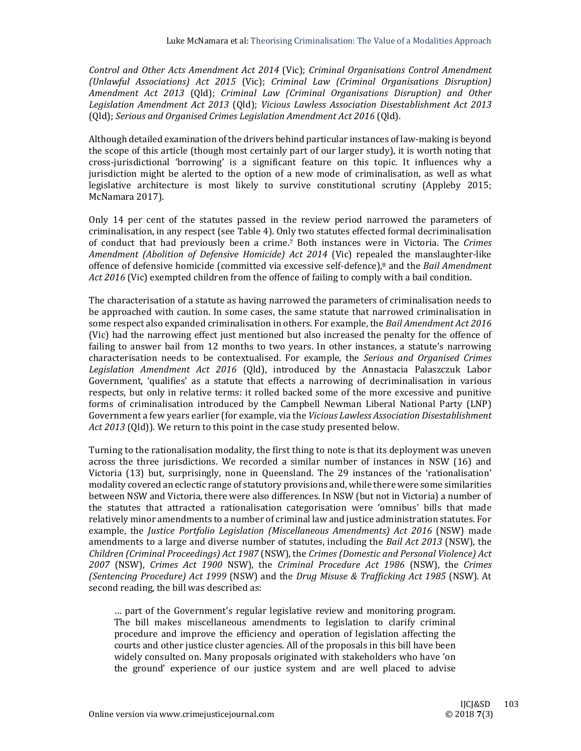*Control and Other Acts Amendment Act 2014* (Vic); *Criminal Organisations Control Amendment (Unlawful Associations) Act 2015* (Vic); *Criminal Law (Criminal Organisations Disruption) Amendment Act 2013* (Qld); *Criminal Law (Criminal Organisations Disruption) and Other Legislation Amendment Act 2013* (Qld); *Vicious Lawless Association Disestablishment Act 2013* (Qld); *Serious and Organised Crimes Legislation Amendment Act 2016* (Qld).

Although detailed examination of the drivers behind particular instances of law-making is beyond the scope of this article (though most certainly part of our larger study), it is worth noting that cross-jurisdictional 'borrowing' is a significant feature on this topic. It influences why a jurisdiction might be alerted to the option of a new mode of criminalisation, as well as what legislative architecture is most likely to survive constitutional scrutiny (Appleby 2015; McNamara 2017).

Only 14 per cent of the statutes passed in the review period narrowed the parameters of criminalisation, in any respect (see Table 4). Only two statutes effected formal decriminalisation of conduct that had previously been a crime.[7] Both instances were in Victoria. The *Crimes Amendment (Abolition of Defensive Homicide) Act 2014* (Vic) repealed the manslaughter-like offence of defensive homicide (committed via excessive self-defence),[8] and the *Bail Amendment Act 2016* (Vic) exempted children from the offence of failing to comply with a bail condition.

The characterisation of a statute as having narrowed the parameters of criminalisation needs to be approached with caution. In some cases, the same statute that narrowed criminalisation in some respect also expanded criminalisation in others. For example, the *Bail Amendment Act 2016* (Vic) had the narrowing effect just mentioned but also increased the penalty for the offence of failing to answer bail from 12 months to two years. In other instances, a statute's narrowing characterisation needs to be contextualised. For example, the *Serious and Organised Crimes Legislation Amendment Act 2016* (Qld), introduced by the Annastacia Palaszczuk Labor Government, 'qualifies' as a statute that effects a narrowing of decriminalisation in various respects, but only in relative terms: it rolled backed some of the more excessive and punitive forms of criminalisation introduced by the Campbell Newman Liberal National Party (LNP) Government a few years earlier (for example, via the *Vicious Lawless Association Disestablishment Act 2013* (Qld)). We return to this point in the case study presented below.

Turning to the rationalisation modality, the first thing to note is that its deployment was uneven across the three jurisdictions. We recorded a similar number of instances in NSW (16) and Victoria (13) but, surprisingly, none in Queensland. The 29 instances of the 'rationalisation' modality covered an eclectic range of statutory provisions and, while there were some similarities between NSW and Victoria, there were also differences. In NSW (but not in Victoria) a number of the statutes that attracted a rationalisation categorisation were 'omnibus' bills that made relatively minor amendments to a number of criminal law and justice administration statutes. For example, the *Justice Portfolio Legislation (Miscellaneous Amendments) Act 2016* (NSW) made amendments to a large and diverse number of statutes, including the *Bail Act 2013* (NSW), the *Children (Criminal Proceedings) Act 1987* (NSW), the *Crimes (Domestic and Personal Violence) Act 2007* (NSW), *Crimes Act 1900* NSW), the *Criminal Procedure Act 1986* (NSW), the *Crimes (Sentencing Procedure) Act 1999* (NSW) and the *Drug Misuse & Trafficking Act 1985* (NSW). At second reading, the bill was described as:

> … part of the Government's regular legislative review and monitoring program. The bill makes miscellaneous amendments to legislation to clarify criminal procedure and improve the efficiency and operation of legislation affecting the courts and other justice cluster agencies. All of the proposals in this bill have been widely consulted on. Many proposals originated with stakeholders who have 'on the ground' experience of our justice system and are well placed to advise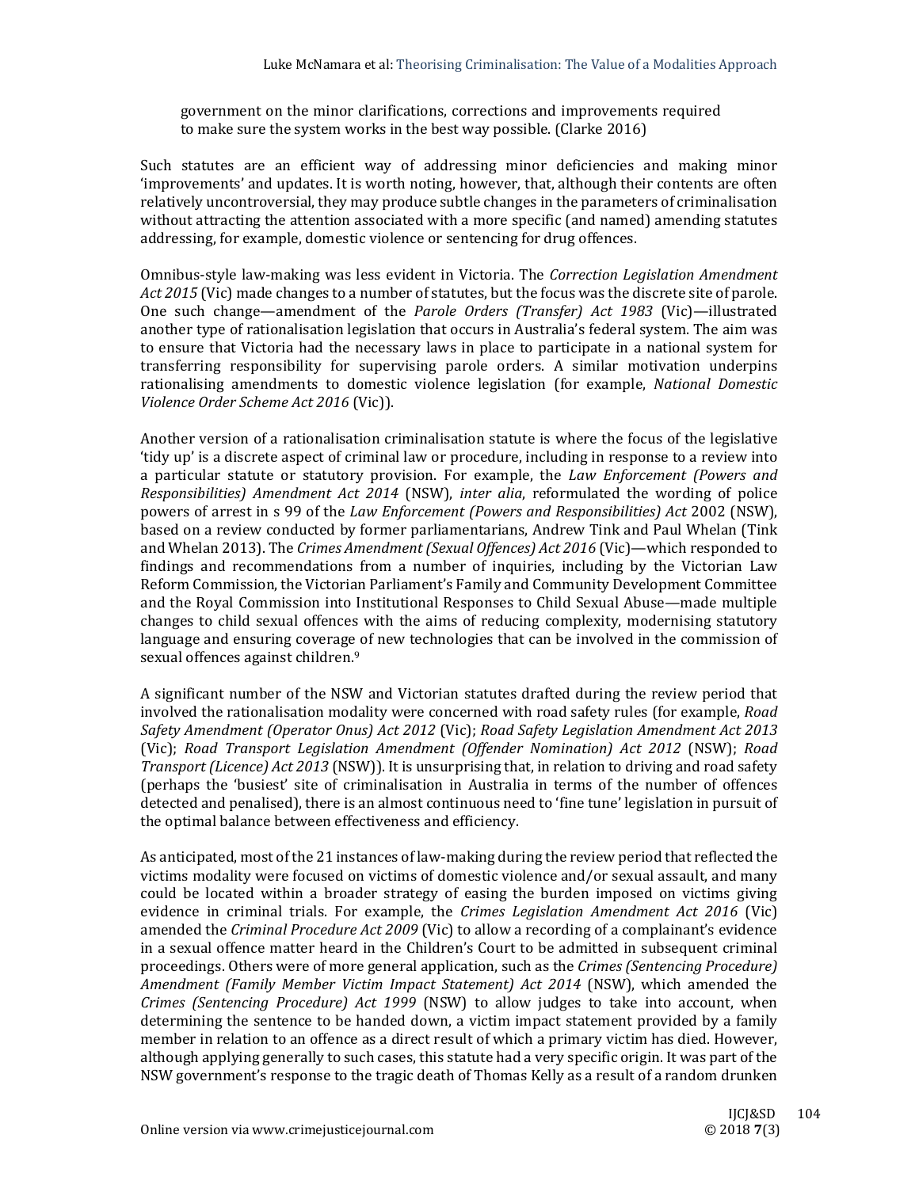government on the minor clarifications, corrections and improvements required to make sure the system works in the best way possible. (Clarke 2016)

Such statutes are an efficient way of addressing minor deficiencies and making minor 'improvements' and updates. It is worth noting, however, that, although their contents are often relatively uncontroversial, they may produce subtle changes in the parameters of criminalisation without attracting the attention associated with a more specific (and named) amending statutes addressing, for example, domestic violence or sentencing for drug offences.

Omnibus-style law-making was less evident in Victoria. The *Correction Legislation Amendment Act 2015* (Vic) made changes to a number of statutes, but the focus was the discrete site of parole. One such change—amendment of the *Parole Orders (Transfer) Act 1983* (Vic)—illustrated another type of rationalisation legislation that occurs in Australia's federal system. The aim was to ensure that Victoria had the necessary laws in place to participate in a national system for transferring responsibility for supervising parole orders. A similar motivation underpins rationalising amendments to domestic violence legislation (for example, *National Domestic Violence Order Scheme Act 2016* (Vic)).

Another version of a rationalisation criminalisation statute is where the focus of the legislative 'tidy up' is a discrete aspect of criminal law or procedure, including in response to a review into a particular statute or statutory provision. For example, the *Law Enforcement (Powers and Responsibilities) Amendment Act 2014* (NSW), *inter alia*, reformulated the wording of police powers of arrest in s 99 of the *Law Enforcement (Powers and Responsibilities) Act* 2002 (NSW), based on a review conducted by former parliamentarians, Andrew Tink and Paul Whelan (Tink and Whelan 2013). The *Crimes Amendment (Sexual Offences) Act 2016* (Vic)—which responded to findings and recommendations from a number of inquiries, including by the Victorian Law Reform Commission, the Victorian Parliament's Family and Community Development Committee and the Royal Commission into Institutional Responses to Child Sexual Abuse—made multiple changes to child sexual offences with the aims of reducing complexity, modernising statutory language and ensuring coverage of new technologies that can be involved in the commission of sexual offences against children.[9]

A significant number of the NSW and Victorian statutes drafted during the review period that involved the rationalisation modality were concerned with road safety rules (for example, *Road Safety Amendment (Operator Onus) Act 2012* (Vic); *Road Safety Legislation Amendment Act 2013* (Vic); *Road Transport Legislation Amendment (Offender Nomination) Act 2012* (NSW); *Road Transport (Licence) Act 2013* (NSW)). It is unsurprising that, in relation to driving and road safety (perhaps the 'busiest' site of criminalisation in Australia in terms of the number of offences detected and penalised), there is an almost continuous need to 'fine tune' legislation in pursuit of the optimal balance between effectiveness and efficiency.

As anticipated, most of the 21 instances of law-making during the review period that reflected the victims modality were focused on victims of domestic violence and/or sexual assault, and many could be located within a broader strategy of easing the burden imposed on victims giving evidence in criminal trials. For example, the *Crimes Legislation Amendment Act 2016* (Vic) amended the *Criminal Procedure Act 2009* (Vic) to allow a recording of a complainant's evidence in a sexual offence matter heard in the Children's Court to be admitted in subsequent criminal proceedings. Others were of more general application, such as the *Crimes (Sentencing Procedure) Amendment (Family Member Victim Impact Statement) Act 2014* (NSW), which amended the *Crimes (Sentencing Procedure) Act 1999* (NSW) to allow judges to take into account, when determining the sentence to be handed down, a victim impact statement provided by a family member in relation to an offence as a direct result of which a primary victim has died. However, although applying generally to such cases, this statute had a very specific origin. It was part of the NSW government's response to the tragic death of Thomas Kelly as a result of a random drunken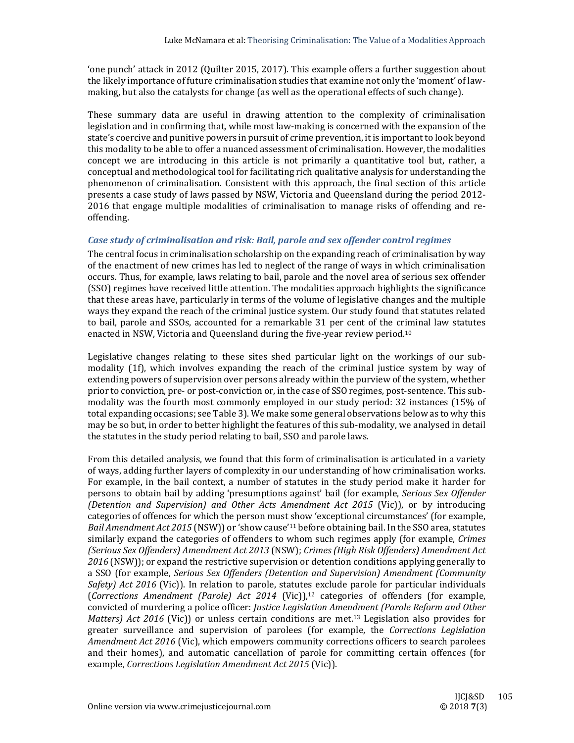'one punch' attack in 2012 (Quilter 2015, 2017). This example offers a further suggestion about the likely importance of future criminalisation studies that examine not only the 'moment' of law-making, but also the catalysts for change (as well as the operational effects of such change).

These summary data are useful in drawing attention to the complexity of criminalisation legislation and in confirming that, while most law-making is concerned with the expansion of the state's coercive and punitive powers in pursuit of crime prevention, it is important to look beyond this modality to be able to offer a nuanced assessment of criminalisation. However, the modalities concept we are introducing in this article is not primarily a quantitative tool but, rather, a conceptual and methodological tool for facilitating rich qualitative analysis for understanding the phenomenon of criminalisation. Consistent with this approach, the final section of this article presents a case study of laws passed by NSW, Victoria and Queensland during the period 2012-2016 that engage multiple modalities of criminalisation to manage risks of offending and re-offending.

### *Case study of criminalisation and risk: Bail, parole and sex offender control regimes*

The central focus in criminalisation scholarship on the expanding reach of criminalisation by way of the enactment of new crimes has led to neglect of the range of ways in which criminalisation occurs. Thus, for example, laws relating to bail, parole and the novel area of serious sex offender (SSO) regimes have received little attention. The modalities approach highlights the significance that these areas have, particularly in terms of the volume of legislative changes and the multiple ways they expand the reach of the criminal justice system. Our study found that statutes related to bail, parole and SSOs, accounted for a remarkable 31 per cent of the criminal law statutes enacted in NSW, Victoria and Queensland during the five-year review period.[10]

Legislative changes relating to these sites shed particular light on the workings of our sub-modality (1f), which involves expanding the reach of the criminal justice system by way of extending powers of supervision over persons already within the purview of the system, whether prior to conviction, pre- or post-conviction or, in the case of SSO regimes, post-sentence. This sub-modality was the fourth most commonly employed in our study period: 32 instances (15% of total expanding occasions; see Table 3). We make some general observations below as to why this may be so but, in order to better highlight the features of this sub-modality, we analysed in detail the statutes in the study period relating to bail, SSO and parole laws.

From this detailed analysis, we found that this form of criminalisation is articulated in a variety of ways, adding further layers of complexity in our understanding of how criminalisation works. For example, in the bail context, a number of statutes in the study period make it harder for persons to obtain bail by adding 'presumptions against' bail (for example, *Serious Sex Offender (Detention and Supervision) and Other Acts Amendment Act 2015* (Vic)), or by introducing categories of offences for which the person must show 'exceptional circumstances' (for example, *Bail Amendment Act 2015* (NSW)) or 'show cause'[11] before obtaining bail. In the SSO area, statutes similarly expand the categories of offenders to whom such regimes apply (for example, *Crimes (Serious Sex Offenders) Amendment Act 2013* (NSW); *Crimes (High Risk Offenders) Amendment Act 2016* (NSW)); or expand the restrictive supervision or detention conditions applying generally to a SSO (for example, *Serious Sex Offenders (Detention and Supervision) Amendment (Community Safety) Act 2016* (Vic)). In relation to parole, statutes exclude parole for particular individuals (*Corrections Amendment (Parole) Act 2014* (Vic)),[12] categories of offenders (for example, convicted of murdering a police officer: *Justice Legislation Amendment (Parole Reform and Other Matters) Act 2016* (Vic)) or unless certain conditions are met.[13] Legislation also provides for greater surveillance and supervision of parolees (for example, the *Corrections Legislation Amendment Act 2016* (Vic), which empowers community corrections officers to search parolees and their homes), and automatic cancellation of parole for committing certain offences (for example, *Corrections Legislation Amendment Act 2015* (Vic)).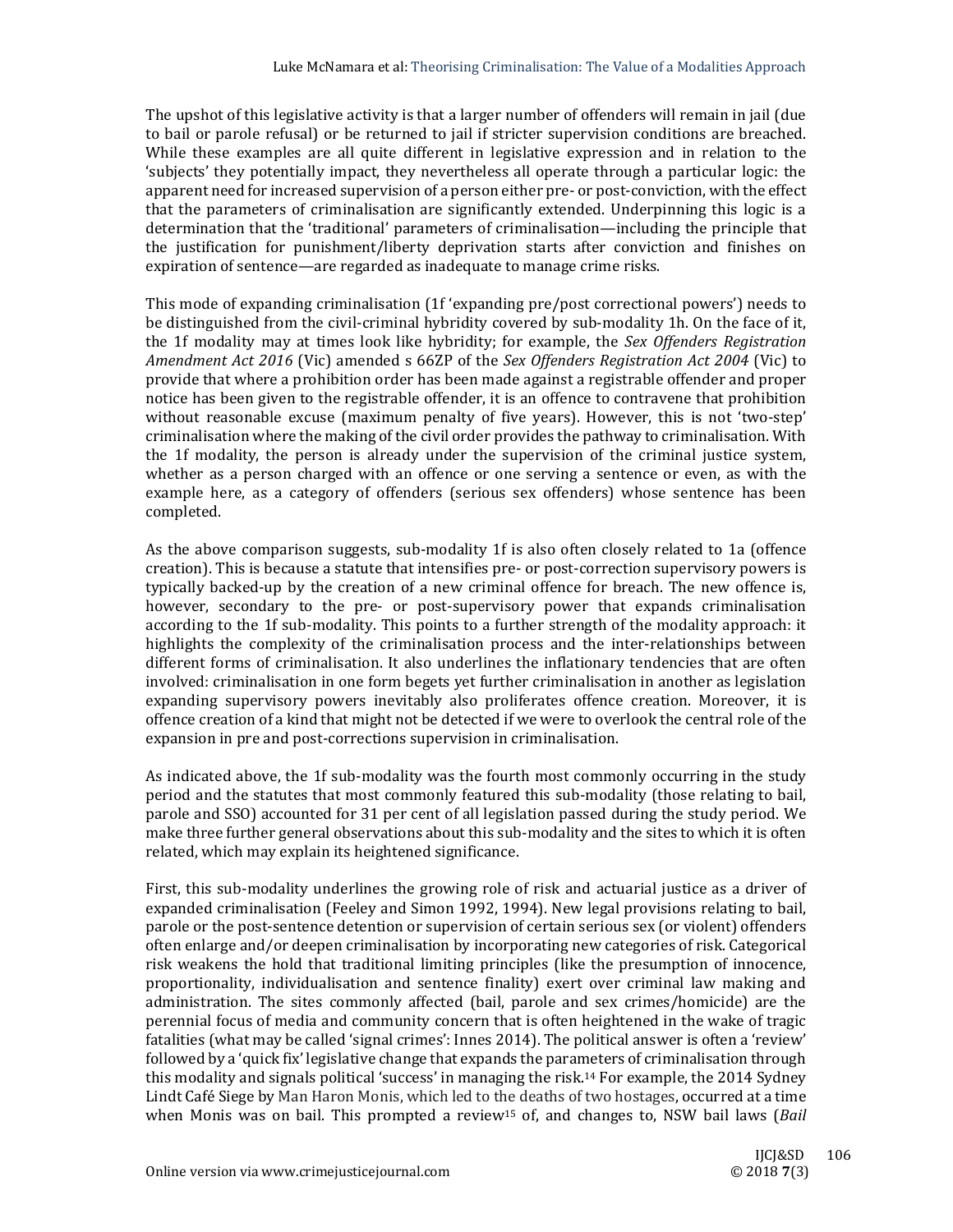The upshot of this legislative activity is that a larger number of offenders will remain in jail (due to bail or parole refusal) or be returned to jail if stricter supervision conditions are breached. While these examples are all quite different in legislative expression and in relation to the 'subjects' they potentially impact, they nevertheless all operate through a particular logic: the apparent need for increased supervision of a person either pre- or post-conviction, with the effect that the parameters of criminalisation are significantly extended. Underpinning this logic is a determination that the 'traditional' parameters of criminalisation—including the principle that the justification for punishment/liberty deprivation starts after conviction and finishes on expiration of sentence—are regarded as inadequate to manage crime risks.

This mode of expanding criminalisation (1f 'expanding pre/post correctional powers') needs to be distinguished from the civil-criminal hybridity covered by sub-modality 1h. On the face of it, the 1f modality may at times look like hybridity; for example, the *Sex Offenders Registration Amendment Act 2016* (Vic) amended s 66ZP of the *Sex Offenders Registration Act 2004* (Vic) to provide that where a prohibition order has been made against a registrable offender and proper notice has been given to the registrable offender, it is an offence to contravene that prohibition without reasonable excuse (maximum penalty of five years). However, this is not 'two-step' criminalisation where the making of the civil order provides the pathway to criminalisation. With the 1f modality, the person is already under the supervision of the criminal justice system, whether as a person charged with an offence or one serving a sentence or even, as with the example here, as a category of offenders (serious sex offenders) whose sentence has been completed.

As the above comparison suggests, sub-modality 1f is also often closely related to 1a (offence creation). This is because a statute that intensifies pre- or post-correction supervisory powers is typically backed-up by the creation of a new criminal offence for breach. The new offence is, however, secondary to the pre- or post-supervisory power that expands criminalisation according to the 1f sub-modality. This points to a further strength of the modality approach: it highlights the complexity of the criminalisation process and the inter-relationships between different forms of criminalisation. It also underlines the inflationary tendencies that are often involved: criminalisation in one form begets yet further criminalisation in another as legislation expanding supervisory powers inevitably also proliferates offence creation. Moreover, it is offence creation of a kind that might not be detected if we were to overlook the central role of the expansion in pre and post-corrections supervision in criminalisation.

As indicated above, the 1f sub-modality was the fourth most commonly occurring in the study period and the statutes that most commonly featured this sub-modality (those relating to bail, parole and SSO) accounted for 31 per cent of all legislation passed during the study period. We make three further general observations about this sub-modality and the sites to which it is often related, which may explain its heightened significance.

First, this sub-modality underlines the growing role of risk and actuarial justice as a driver of expanded criminalisation (Feeley and Simon 1992, 1994). New legal provisions relating to bail, parole or the post-sentence detention or supervision of certain serious sex (or violent) offenders often enlarge and/or deepen criminalisation by incorporating new categories of risk. Categorical risk weakens the hold that traditional limiting principles (like the presumption of innocence, proportionality, individualisation and sentence finality) exert over criminal law making and administration. The sites commonly affected (bail, parole and sex crimes/homicide) are the perennial focus of media and community concern that is often heightened in the wake of tragic fatalities (what may be called 'signal crimes': Innes 2014). The political answer is often a 'review' followed by a 'quick fix' legislative change that expands the parameters of criminalisation through this modality and signals political 'success' in managing the risk.[14] For example, the 2014 Sydney Lindt Café Siege by Man Haron Monis, which led to the deaths of two hostages, occurred at a time when Monis was on bail. This prompted a review[15] of, and changes to, NSW bail laws (*Bail*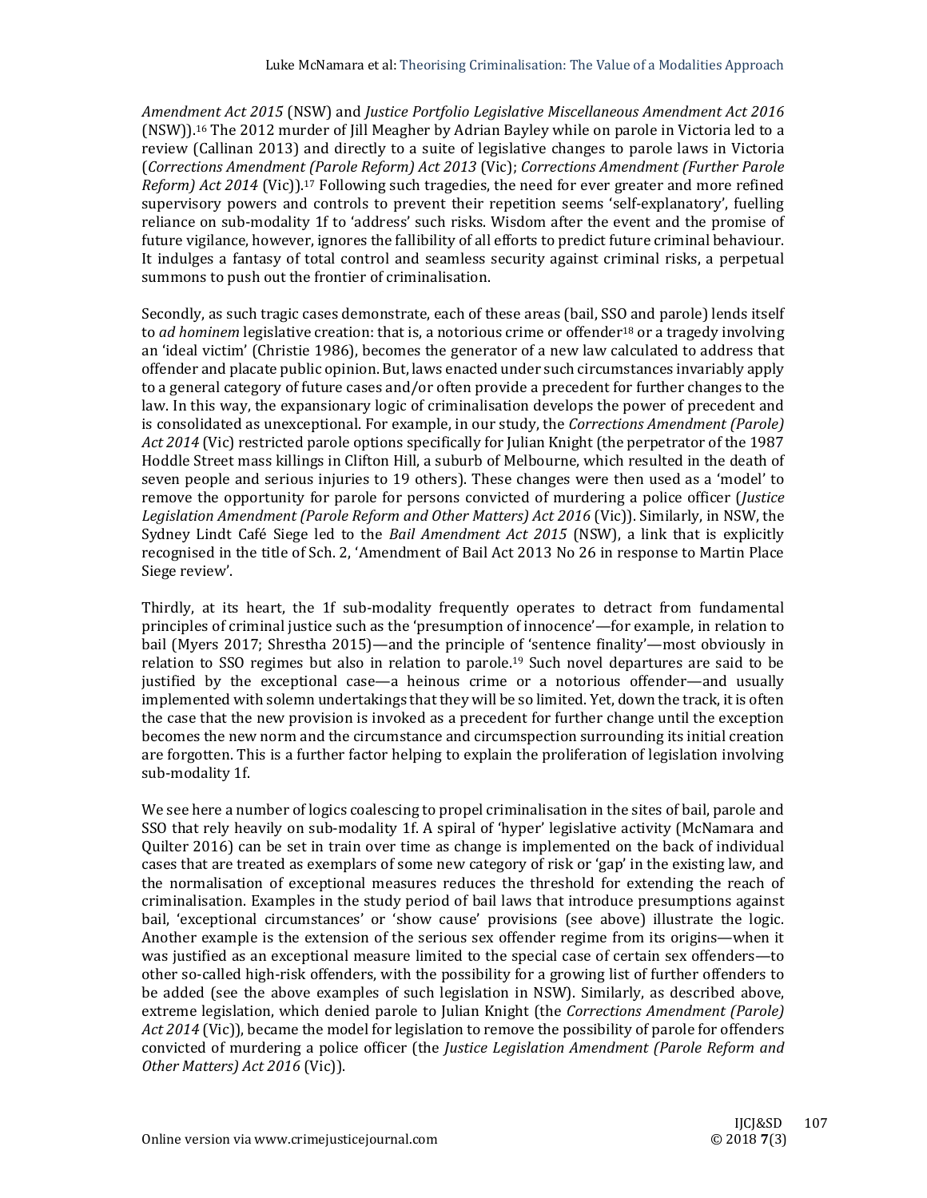*Amendment Act 2015* (NSW) and *Justice Portfolio Legislative Miscellaneous Amendment Act 2016* (NSW)).[16] The 2012 murder of Jill Meagher by Adrian Bayley while on parole in Victoria led to a review (Callinan 2013) and directly to a suite of legislative changes to parole laws in Victoria (*Corrections Amendment (Parole Reform) Act 2013* (Vic); *Corrections Amendment (Further Parole Reform) Act 2014* (Vic)).[17] Following such tragedies, the need for ever greater and more refined supervisory powers and controls to prevent their repetition seems 'self-explanatory', fuelling reliance on sub-modality 1f to 'address' such risks. Wisdom after the event and the promise of future vigilance, however, ignores the fallibility of all efforts to predict future criminal behaviour. It indulges a fantasy of total control and seamless security against criminal risks, a perpetual summons to push out the frontier of criminalisation.

Secondly, as such tragic cases demonstrate, each of these areas (bail, SSO and parole) lends itself to *ad hominem* legislative creation: that is, a notorious crime or offender[18] or a tragedy involving an 'ideal victim' (Christie 1986), becomes the generator of a new law calculated to address that offender and placate public opinion. But, laws enacted under such circumstances invariably apply to a general category of future cases and/or often provide a precedent for further changes to the law. In this way, the expansionary logic of criminalisation develops the power of precedent and is consolidated as unexceptional. For example, in our study, the *Corrections Amendment (Parole) Act 2014* (Vic) restricted parole options specifically for Julian Knight (the perpetrator of the 1987 Hoddle Street mass killings in Clifton Hill, a suburb of Melbourne, which resulted in the death of seven people and serious injuries to 19 others). These changes were then used as a 'model' to remove the opportunity for parole for persons convicted of murdering a police officer (*Justice Legislation Amendment (Parole Reform and Other Matters) Act 2016* (Vic)). Similarly, in NSW, the Sydney Lindt Café Siege led to the *Bail Amendment Act 2015* (NSW), a link that is explicitly recognised in the title of Sch. 2, 'Amendment of Bail Act 2013 No 26 in response to Martin Place Siege review'.

Thirdly, at its heart, the 1f sub-modality frequently operates to detract from fundamental principles of criminal justice such as the 'presumption of innocence'—for example, in relation to bail (Myers 2017; Shrestha 2015)—and the principle of 'sentence finality'—most obviously in relation to SSO regimes but also in relation to parole.[19] Such novel departures are said to be justified by the exceptional case—a heinous crime or a notorious offender—and usually implemented with solemn undertakings that they will be so limited. Yet, down the track, it is often the case that the new provision is invoked as a precedent for further change until the exception becomes the new norm and the circumstance and circumspection surrounding its initial creation are forgotten. This is a further factor helping to explain the proliferation of legislation involving sub-modality 1f.

We see here a number of logics coalescing to propel criminalisation in the sites of bail, parole and SSO that rely heavily on sub-modality 1f. A spiral of 'hyper' legislative activity (McNamara and Quilter 2016) can be set in train over time as change is implemented on the back of individual cases that are treated as exemplars of some new category of risk or 'gap' in the existing law, and the normalisation of exceptional measures reduces the threshold for extending the reach of criminalisation. Examples in the study period of bail laws that introduce presumptions against bail, 'exceptional circumstances' or 'show cause' provisions (see above) illustrate the logic. Another example is the extension of the serious sex offender regime from its origins—when it was justified as an exceptional measure limited to the special case of certain sex offenders—to other so-called high-risk offenders, with the possibility for a growing list of further offenders to be added (see the above examples of such legislation in NSW). Similarly, as described above, extreme legislation, which denied parole to Julian Knight (the *Corrections Amendment (Parole) Act 2014* (Vic)), became the model for legislation to remove the possibility of parole for offenders convicted of murdering a police officer (the *Justice Legislation Amendment (Parole Reform and Other Matters) Act 2016* (Vic)).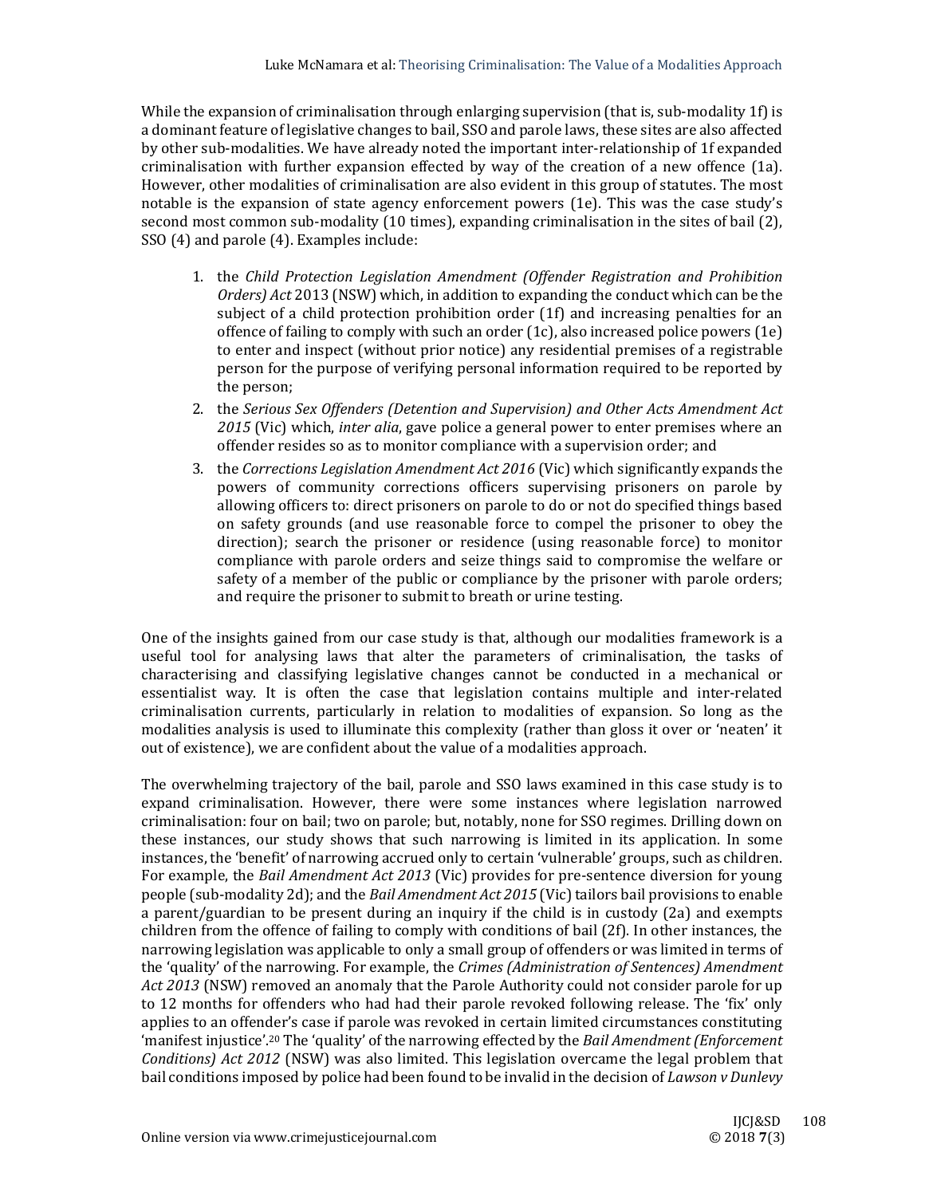While the expansion of criminalisation through enlarging supervision (that is, sub-modality 1f) is a dominant feature of legislative changes to bail, SSO and parole laws, these sites are also affected by other sub-modalities. We have already noted the important inter-relationship of 1f expanded criminalisation with further expansion effected by way of the creation of a new offence (1a). However, other modalities of criminalisation are also evident in this group of statutes. The most notable is the expansion of state agency enforcement powers (1e). This was the case study's second most common sub-modality (10 times), expanding criminalisation in the sites of bail (2), SSO (4) and parole (4). Examples include:

1. the *Child Protection Legislation Amendment (Offender Registration and Prohibition Orders) Act* 2013 (NSW) which, in addition to expanding the conduct which can be the subject of a child protection prohibition order (1f) and increasing penalties for an offence of failing to comply with such an order (1c), also increased police powers (1e) to enter and inspect (without prior notice) any residential premises of a registrable person for the purpose of verifying personal information required to be reported by the person;
2. the *Serious Sex Offenders (Detention and Supervision) and Other Acts Amendment Act 2015* (Vic) which, *inter alia*, gave police a general power to enter premises where an offender resides so as to monitor compliance with a supervision order; and
3. the *Corrections Legislation Amendment Act 2016* (Vic) which significantly expands the powers of community corrections officers supervising prisoners on parole by allowing officers to: direct prisoners on parole to do or not do specified things based on safety grounds (and use reasonable force to compel the prisoner to obey the direction); search the prisoner or residence (using reasonable force) to monitor compliance with parole orders and seize things said to compromise the welfare or safety of a member of the public or compliance by the prisoner with parole orders; and require the prisoner to submit to breath or urine testing.

One of the insights gained from our case study is that, although our modalities framework is a useful tool for analysing laws that alter the parameters of criminalisation, the tasks of characterising and classifying legislative changes cannot be conducted in a mechanical or essentialist way. It is often the case that legislation contains multiple and inter-related criminalisation currents, particularly in relation to modalities of expansion. So long as the modalities analysis is used to illuminate this complexity (rather than gloss it over or 'neaten' it out of existence), we are confident about the value of a modalities approach.

The overwhelming trajectory of the bail, parole and SSO laws examined in this case study is to expand criminalisation. However, there were some instances where legislation narrowed criminalisation: four on bail; two on parole; but, notably, none for SSO regimes. Drilling down on these instances, our study shows that such narrowing is limited in its application. In some instances, the 'benefit' of narrowing accrued only to certain 'vulnerable' groups, such as children. For example, the *Bail Amendment Act 2013* (Vic) provides for pre-sentence diversion for young people (sub-modality 2d); and the *Bail Amendment Act 2015* (Vic) tailors bail provisions to enable a parent/guardian to be present during an inquiry if the child is in custody (2a) and exempts children from the offence of failing to comply with conditions of bail (2f). In other instances, the narrowing legislation was applicable to only a small group of offenders or was limited in terms of the 'quality' of the narrowing. For example, the *Crimes (Administration of Sentences) Amendment Act 2013* (NSW) removed an anomaly that the Parole Authority could not consider parole for up to 12 months for offenders who had had their parole revoked following release. The 'fix' only applies to an offender's case if parole was revoked in certain limited circumstances constituting 'manifest injustice'.[20] The 'quality' of the narrowing effected by the *Bail Amendment (Enforcement Conditions) Act 2012* (NSW) was also limited. This legislation overcame the legal problem that bail conditions imposed by police had been found to be invalid in the decision of *Lawson v Dunlevy*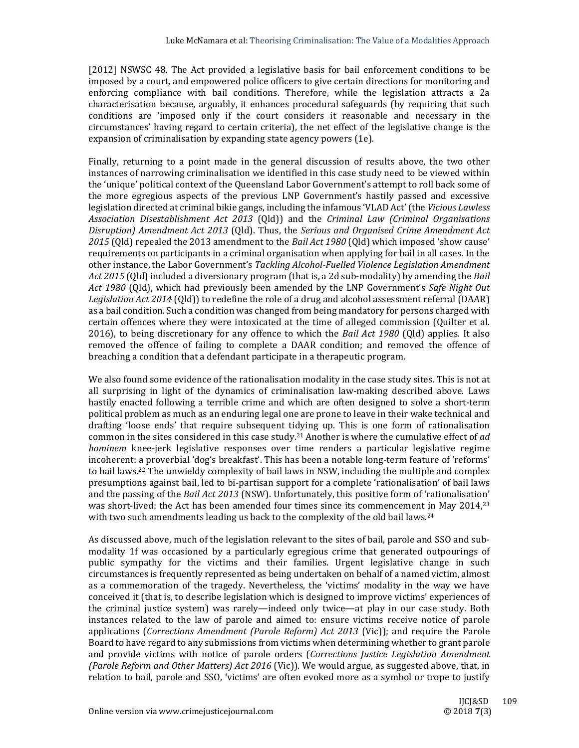[2012] NSWSC 48. The Act provided a legislative basis for bail enforcement conditions to be imposed by a court, and empowered police officers to give certain directions for monitoring and enforcing compliance with bail conditions. Therefore, while the legislation attracts a 2a characterisation because, arguably, it enhances procedural safeguards (by requiring that such conditions are 'imposed only if the court considers it reasonable and necessary in the circumstances' having regard to certain criteria), the net effect of the legislative change is the expansion of criminalisation by expanding state agency powers (1e).

Finally, returning to a point made in the general discussion of results above, the two other instances of narrowing criminalisation we identified in this case study need to be viewed within the 'unique' political context of the Queensland Labor Government's attempt to roll back some of the more egregious aspects of the previous LNP Government's hastily passed and excessive legislation directed at criminal bikie gangs, including the infamous 'VLAD Act' (the *Vicious Lawless Association Disestablishment Act 2013* (Qld)) and the *Criminal Law (Criminal Organisations Disruption) Amendment Act 2013* (Qld). Thus, the *Serious and Organised Crime Amendment Act 2015* (Qld) repealed the 2013 amendment to the *Bail Act 1980* (Qld) which imposed 'show cause' requirements on participants in a criminal organisation when applying for bail in all cases. In the other instance, the Labor Government's *Tackling Alcohol-Fuelled Violence Legislation Amendment Act 2015* (Qld) included a diversionary program (that is, a 2d sub-modality) by amending the *Bail Act 1980* (Qld), which had previously been amended by the LNP Government's *Safe Night Out Legislation Act 2014* (Qld)) to redefine the role of a drug and alcohol assessment referral (DAAR) as a bail condition. Such a condition was changed from being mandatory for persons charged with certain offences where they were intoxicated at the time of alleged commission (Quilter et al. 2016), to being discretionary for any offence to which the *Bail Act 1980* (Qld) applies. It also removed the offence of failing to complete a DAAR condition; and removed the offence of breaching a condition that a defendant participate in a therapeutic program.

We also found some evidence of the rationalisation modality in the case study sites. This is not at all surprising in light of the dynamics of criminalisation law-making described above. Laws hastily enacted following a terrible crime and which are often designed to solve a short-term political problem as much as an enduring legal one are prone to leave in their wake technical and drafting 'loose ends' that require subsequent tidying up. This is one form of rationalisation common in the sites considered in this case study.[21] Another is where the cumulative effect of *ad hominem* knee-jerk legislative responses over time renders a particular legislative regime incoherent: a proverbial 'dog's breakfast'. This has been a notable long-term feature of 'reforms' to bail laws.[22] The unwieldy complexity of bail laws in NSW, including the multiple and complex presumptions against bail, led to bi-partisan support for a complete 'rationalisation' of bail laws and the passing of the *Bail Act 2013* (NSW). Unfortunately, this positive form of 'rationalisation' was short-lived: the Act has been amended four times since its commencement in May 2014,[23] with two such amendments leading us back to the complexity of the old bail laws.[24]

As discussed above, much of the legislation relevant to the sites of bail, parole and SSO and sub-modality 1f was occasioned by a particularly egregious crime that generated outpourings of public sympathy for the victims and their families. Urgent legislative change in such circumstances is frequently represented as being undertaken on behalf of a named victim, almost as a commemoration of the tragedy. Nevertheless, the 'victims' modality in the way we have conceived it (that is, to describe legislation which is designed to improve victims' experiences of the criminal justice system) was rarely—indeed only twice—at play in our case study. Both instances related to the law of parole and aimed to: ensure victims receive notice of parole applications (*Corrections Amendment (Parole Reform) Act 2013* (Vic)); and require the Parole Board to have regard to any submissions from victims when determining whether to grant parole and provide victims with notice of parole orders (*Corrections Justice Legislation Amendment (Parole Reform and Other Matters) Act 2016* (Vic)). We would argue, as suggested above, that, in relation to bail, parole and SSO, 'victims' are often evoked more as a symbol or trope to justify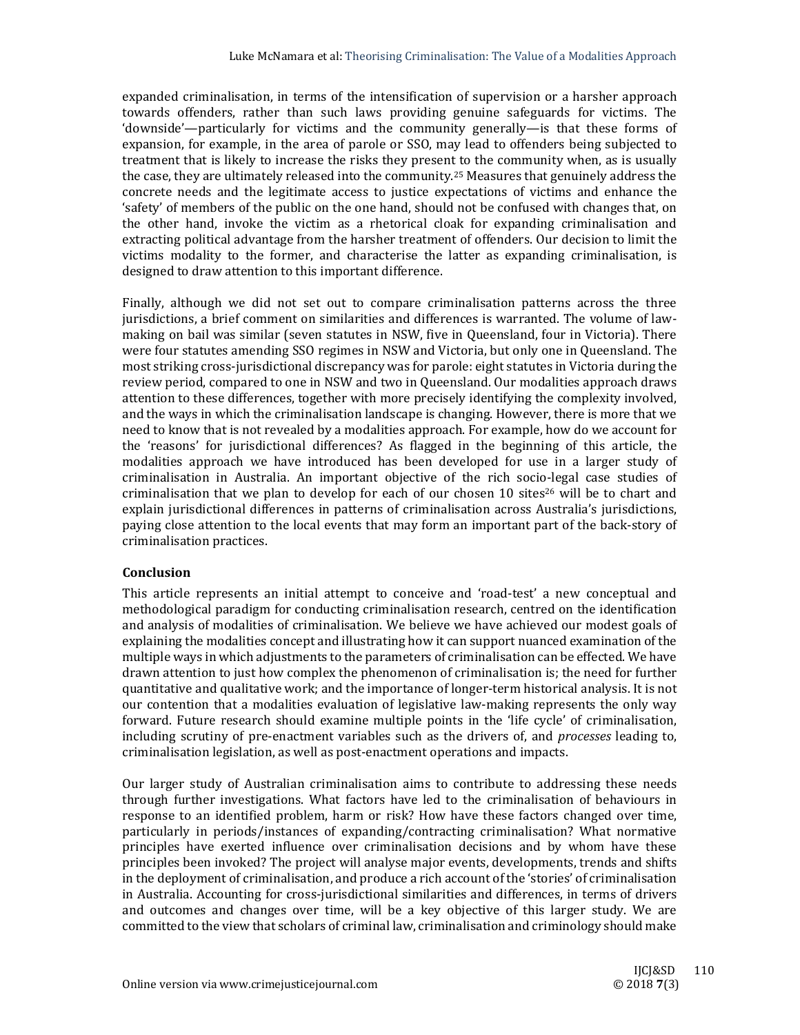expanded criminalisation, in terms of the intensification of supervision or a harsher approach towards offenders, rather than such laws providing genuine safeguards for victims. The 'downside'—particularly for victims and the community generally—is that these forms of expansion, for example, in the area of parole or SSO, may lead to offenders being subjected to treatment that is likely to increase the risks they present to the community when, as is usually the case, they are ultimately released into the community.[25] Measures that genuinely address the concrete needs and the legitimate access to justice expectations of victims and enhance the 'safety' of members of the public on the one hand, should not be confused with changes that, on the other hand, invoke the victim as a rhetorical cloak for expanding criminalisation and extracting political advantage from the harsher treatment of offenders. Our decision to limit the victims modality to the former, and characterise the latter as expanding criminalisation, is designed to draw attention to this important difference.

Finally, although we did not set out to compare criminalisation patterns across the three jurisdictions, a brief comment on similarities and differences is warranted. The volume of law-making on bail was similar (seven statutes in NSW, five in Queensland, four in Victoria). There were four statutes amending SSO regimes in NSW and Victoria, but only one in Queensland. The most striking cross-jurisdictional discrepancy was for parole: eight statutes in Victoria during the review period, compared to one in NSW and two in Queensland. Our modalities approach draws attention to these differences, together with more precisely identifying the complexity involved, and the ways in which the criminalisation landscape is changing. However, there is more that we need to know that is not revealed by a modalities approach. For example, how do we account for the 'reasons' for jurisdictional differences? As flagged in the beginning of this article, the modalities approach we have introduced has been developed for use in a larger study of criminalisation in Australia. An important objective of the rich socio-legal case studies of criminalisation that we plan to develop for each of our chosen 10 sites[26] will be to chart and explain jurisdictional differences in patterns of criminalisation across Australia's jurisdictions, paying close attention to the local events that may form an important part of the back-story of criminalisation practices.

## Conclusion

This article represents an initial attempt to conceive and 'road-test' a new conceptual and methodological paradigm for conducting criminalisation research, centred on the identification and analysis of modalities of criminalisation. We believe we have achieved our modest goals of explaining the modalities concept and illustrating how it can support nuanced examination of the multiple ways in which adjustments to the parameters of criminalisation can be effected. We have drawn attention to just how complex the phenomenon of criminalisation is; the need for further quantitative and qualitative work; and the importance of longer-term historical analysis. It is not our contention that a modalities evaluation of legislative law-making represents the only way forward. Future research should examine multiple points in the 'life cycle' of criminalisation, including scrutiny of pre-enactment variables such as the drivers of, and *processes* leading to, criminalisation legislation, as well as post-enactment operations and impacts.

Our larger study of Australian criminalisation aims to contribute to addressing these needs through further investigations. What factors have led to the criminalisation of behaviours in response to an identified problem, harm or risk? How have these factors changed over time, particularly in periods/instances of expanding/contracting criminalisation? What normative principles have exerted influence over criminalisation decisions and by whom have these principles been invoked? The project will analyse major events, developments, trends and shifts in the deployment of criminalisation, and produce a rich account of the 'stories' of criminalisation in Australia. Accounting for cross-jurisdictional similarities and differences, in terms of drivers and outcomes and changes over time, will be a key objective of this larger study. We are committed to the view that scholars of criminal law, criminalisation and criminology should make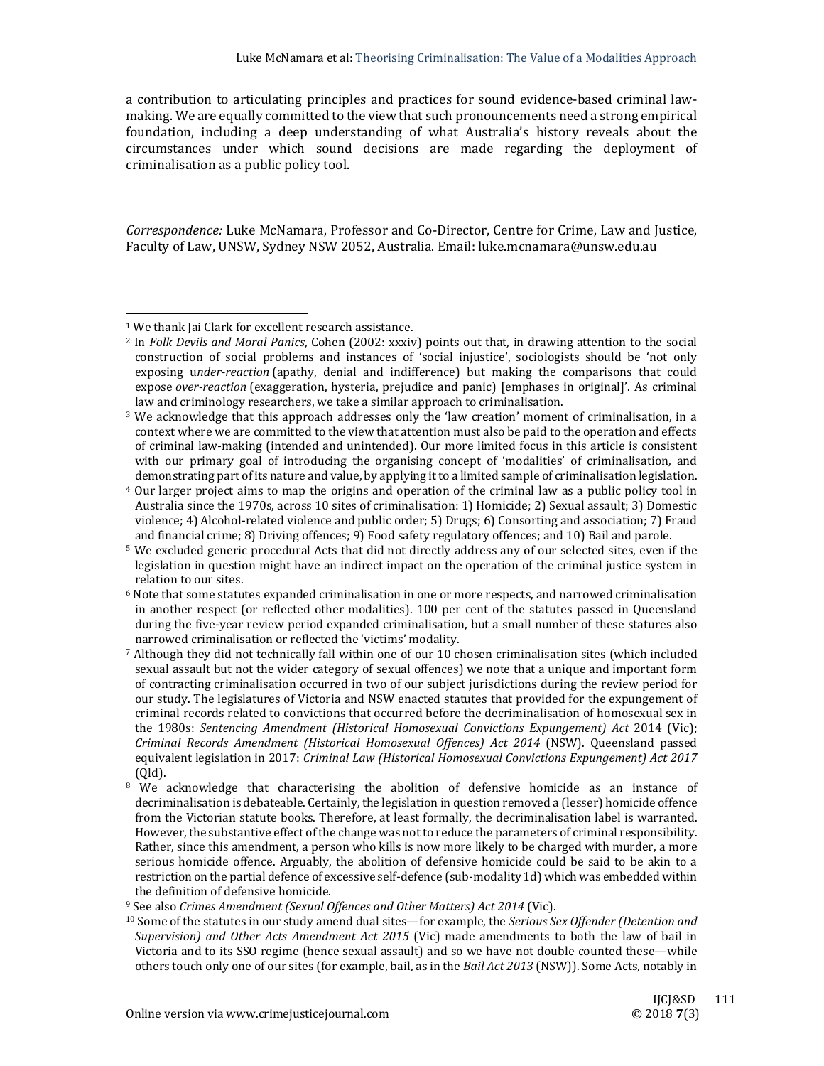a contribution to articulating principles and practices for sound evidence-based criminal law-making. We are equally committed to the view that such pronouncements need a strong empirical foundation, including a deep understanding of what Australia's history reveals about the circumstances under which sound decisions are made regarding the deployment of criminalisation as a public policy tool.

*Correspondence:* Luke McNamara, Professor and Co-Director, Centre for Crime, Law and Justice, Faculty of Law, UNSW, Sydney NSW 2052, Australia. Email: luke.mcnamara@unsw.edu.au

---

[1] We thank Jai Clark for excellent research assistance.

[2] In *Folk Devils and Moral Panics*, Cohen (2002: xxxiv) points out that, in drawing attention to the social construction of social problems and instances of 'social injustice', sociologists should be 'not only exposing u*nder-reaction* (apathy, denial and indifference) but making the comparisons that could expose *over-reaction* (exaggeration, hysteria, prejudice and panic) [emphases in original]'. As criminal law and criminology researchers, we take a similar approach to criminalisation.

[3] We acknowledge that this approach addresses only the 'law creation' moment of criminalisation, in a context where we are committed to the view that attention must also be paid to the operation and effects of criminal law-making (intended and unintended). Our more limited focus in this article is consistent with our primary goal of introducing the organising concept of 'modalities' of criminalisation, and demonstrating part of its nature and value, by applying it to a limited sample of criminalisation legislation.

[4] Our larger project aims to map the origins and operation of the criminal law as a public policy tool in Australia since the 1970s, across 10 sites of criminalisation: 1) Homicide; 2) Sexual assault; 3) Domestic violence; 4) Alcohol-related violence and public order; 5) Drugs; 6) Consorting and association; 7) Fraud and financial crime; 8) Driving offences; 9) Food safety regulatory offences; and 10) Bail and parole.

[5] We excluded generic procedural Acts that did not directly address any of our selected sites, even if the legislation in question might have an indirect impact on the operation of the criminal justice system in relation to our sites.

[6] Note that some statutes expanded criminalisation in one or more respects, and narrowed criminalisation in another respect (or reflected other modalities). 100 per cent of the statutes passed in Queensland during the five-year review period expanded criminalisation, but a small number of these statures also narrowed criminalisation or reflected the 'victims' modality.

[7] Although they did not technically fall within one of our 10 chosen criminalisation sites (which included sexual assault but not the wider category of sexual offences) we note that a unique and important form of contracting criminalisation occurred in two of our subject jurisdictions during the review period for our study. The legislatures of Victoria and NSW enacted statutes that provided for the expungement of criminal records related to convictions that occurred before the decriminalisation of homosexual sex in the 1980s: *Sentencing Amendment (Historical Homosexual Convictions Expungement) Act* 2014 (Vic); *Criminal Records Amendment (Historical Homosexual Offences) Act 2014* (NSW). Queensland passed equivalent legislation in 2017: *Criminal Law (Historical Homosexual Convictions Expungement) Act 2017* (Qld).

[8] We acknowledge that characterising the abolition of defensive homicide as an instance of decriminalisation is debateable. Certainly, the legislation in question removed a (lesser) homicide offence from the Victorian statute books. Therefore, at least formally, the decriminalisation label is warranted. However, the substantive effect of the change was not to reduce the parameters of criminal responsibility. Rather, since this amendment, a person who kills is now more likely to be charged with murder, a more serious homicide offence. Arguably, the abolition of defensive homicide could be said to be akin to a restriction on the partial defence of excessive self-defence (sub-modality 1d) which was embedded within the definition of defensive homicide.

[9] See also *Crimes Amendment (Sexual Offences and Other Matters) Act 2014* (Vic).

[10] Some of the statutes in our study amend dual sites—for example, the *Serious Sex Offender (Detention and Supervision) and Other Acts Amendment Act 2015* (Vic) made amendments to both the law of bail in Victoria and to its SSO regime (hence sexual assault) and so we have not double counted these—while others touch only one of our sites (for example, bail, as in the *Bail Act 2013* (NSW)). Some Acts, notably in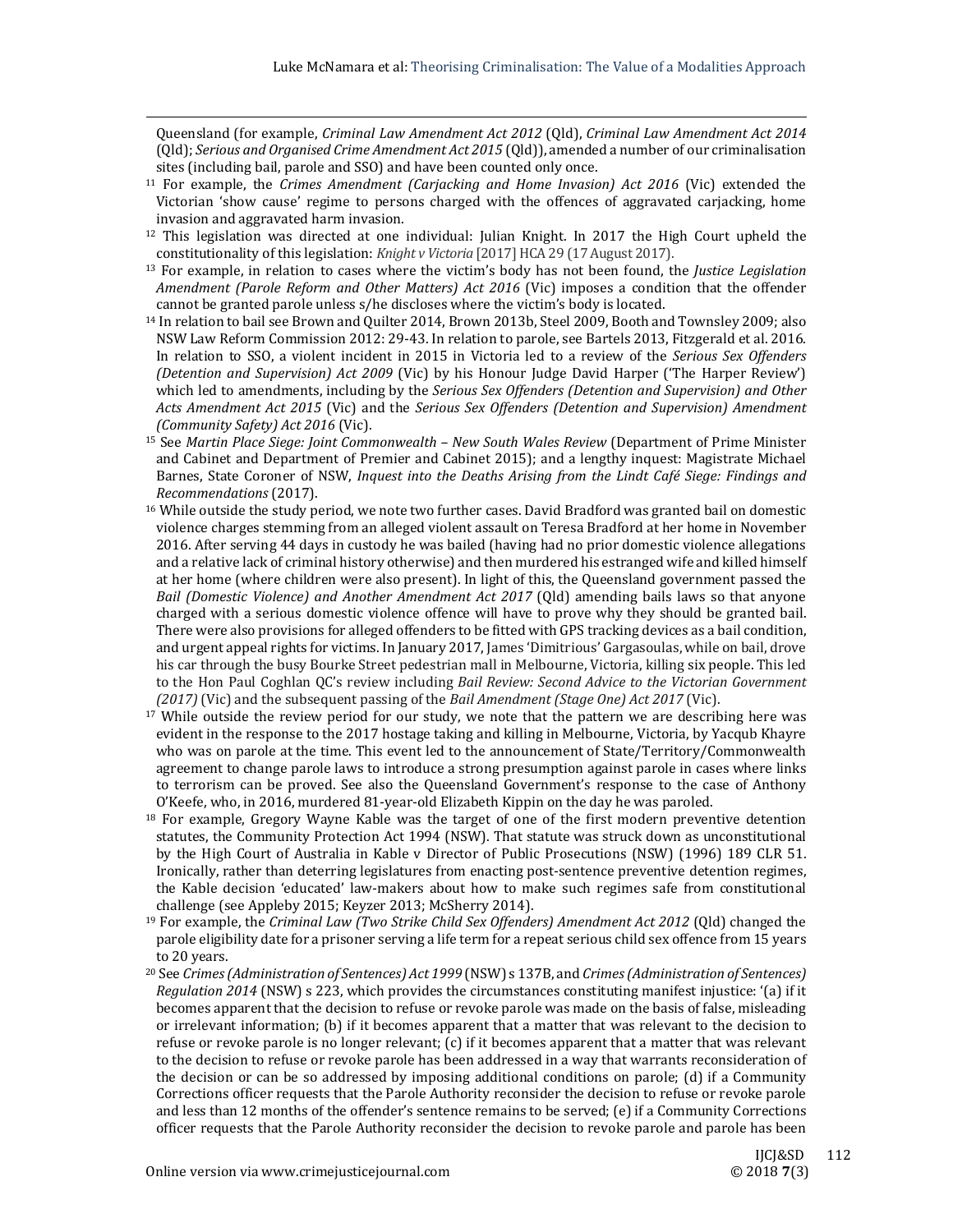Queensland (for example, *Criminal Law Amendment Act 2012* (Qld), *Criminal Law Amendment Act 2014* (Qld); *Serious and Organised Crime Amendment Act 2015* (Qld)), amended a number of our criminalisation sites (including bail, parole and SSO) and have been counted only once.

[11] For example, the *Crimes Amendment (Carjacking and Home Invasion) Act 2016* (Vic) extended the Victorian 'show cause' regime to persons charged with the offences of aggravated carjacking, home invasion and aggravated harm invasion.

[12] This legislation was directed at one individual: Julian Knight. In 2017 the High Court upheld the constitutionality of this legislation: *Knight v Victoria* [2017] HCA 29 (17 August 2017).

[13] For example, in relation to cases where the victim's body has not been found, the *Justice Legislation Amendment (Parole Reform and Other Matters) Act 2016* (Vic) imposes a condition that the offender cannot be granted parole unless s/he discloses where the victim's body is located.

[14] In relation to bail see Brown and Quilter 2014, Brown 2013b, Steel 2009, Booth and Townsley 2009; also NSW Law Reform Commission 2012: 29-43. In relation to parole, see Bartels 2013, Fitzgerald et al. 2016. In relation to SSO, a violent incident in 2015 in Victoria led to a review of the *Serious Sex Offenders (Detention and Supervision) Act 2009* (Vic) by his Honour Judge David Harper ('The Harper Review') which led to amendments, including by the *Serious Sex Offenders (Detention and Supervision) and Other Acts Amendment Act 2015* (Vic) and the *Serious Sex Offenders (Detention and Supervision) Amendment (Community Safety) Act 2016* (Vic).

[15] See *Martin Place Siege: Joint Commonwealth – New South Wales Review* (Department of Prime Minister and Cabinet and Department of Premier and Cabinet 2015); and a lengthy inquest: Magistrate Michael Barnes, State Coroner of NSW, *Inquest into the Deaths Arising from the Lindt Café Siege: Findings and Recommendations* (2017).

[16] While outside the study period, we note two further cases. David Bradford was granted bail on domestic violence charges stemming from an alleged violent assault on Teresa Bradford at her home in November 2016. After serving 44 days in custody he was bailed (having had no prior domestic violence allegations and a relative lack of criminal history otherwise) and then murdered his estranged wife and killed himself at her home (where children were also present). In light of this, the Queensland government passed the *Bail (Domestic Violence) and Another Amendment Act 2017* (Qld) amending bails laws so that anyone charged with a serious domestic violence offence will have to prove why they should be granted bail. There were also provisions for alleged offenders to be fitted with GPS tracking devices as a bail condition, and urgent appeal rights for victims. In January 2017, James 'Dimitrious' Gargasoulas, while on bail, drove his car through the busy Bourke Street pedestrian mall in Melbourne, Victoria, killing six people. This led to the Hon Paul Coghlan QC's review including *Bail Review: Second Advice to the Victorian Government (2017)* (Vic) and the subsequent passing of the *Bail Amendment (Stage One) Act 2017* (Vic).

[17] While outside the review period for our study, we note that the pattern we are describing here was evident in the response to the 2017 hostage taking and killing in Melbourne, Victoria, by Yacqub Khayre who was on parole at the time. This event led to the announcement of State/Territory/Commonwealth agreement to change parole laws to introduce a strong presumption against parole in cases where links to terrorism can be proved. See also the Queensland Government's response to the case of Anthony O'Keefe, who, in 2016, murdered 81-year-old Elizabeth Kippin on the day he was paroled.

[18] For example, Gregory Wayne Kable was the target of one of the first modern preventive detention statutes, the Community Protection Act 1994 (NSW). That statute was struck down as unconstitutional by the High Court of Australia in Kable v Director of Public Prosecutions (NSW) (1996) 189 CLR 51. Ironically, rather than deterring legislatures from enacting post-sentence preventive detention regimes, the Kable decision 'educated' law-makers about how to make such regimes safe from constitutional challenge (see Appleby 2015; Keyzer 2013; McSherry 2014).

[19] For example, the *Criminal Law (Two Strike Child Sex Offenders) Amendment Act 2012* (Qld) changed the parole eligibility date for a prisoner serving a life term for a repeat serious child sex offence from 15 years to 20 years.

[20] See *Crimes (Administration of Sentences) Act 1999* (NSW) s 137B, and *Crimes (Administration of Sentences) Regulation 2014* (NSW) s 223, which provides the circumstances constituting manifest injustice: '(a) if it becomes apparent that the decision to refuse or revoke parole was made on the basis of false, misleading or irrelevant information; (b) if it becomes apparent that a matter that was relevant to the decision to refuse or revoke parole is no longer relevant; (c) if it becomes apparent that a matter that was relevant to the decision to refuse or revoke parole has been addressed in a way that warrants reconsideration of the decision or can be so addressed by imposing additional conditions on parole; (d) if a Community Corrections officer requests that the Parole Authority reconsider the decision to refuse or revoke parole and less than 12 months of the offender's sentence remains to be served; (e) if a Community Corrections officer requests that the Parole Authority reconsider the decision to revoke parole and parole has been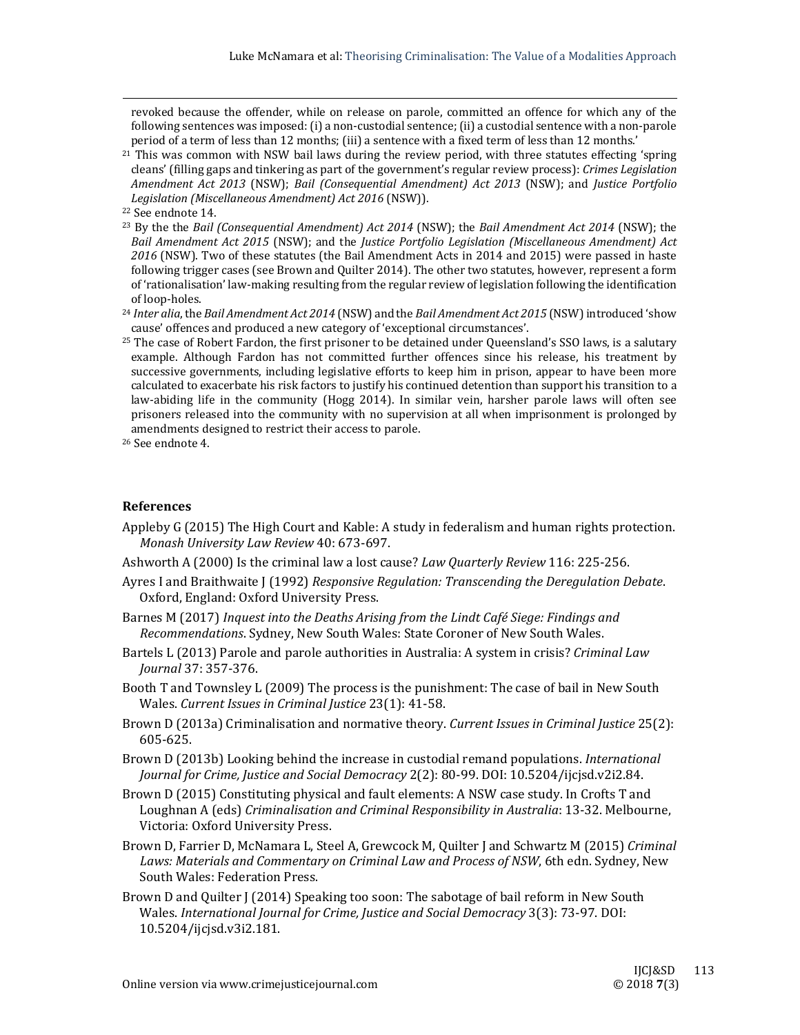revoked because the offender, while on release on parole, committed an offence for which any of the following sentences was imposed: (i) a non-custodial sentence; (ii) a custodial sentence with a non-parole period of a term of less than 12 months; (iii) a sentence with a fixed term of less than 12 months.'

[21] This was common with NSW bail laws during the review period, with three statutes effecting 'spring cleans' (filling gaps and tinkering as part of the government's regular review process): *Crimes Legislation Amendment Act 2013* (NSW); *Bail (Consequential Amendment) Act 2013* (NSW); and *Justice Portfolio Legislation (Miscellaneous Amendment) Act 2016* (NSW)).

[22] See endnote 14.

[23] By the the *Bail (Consequential Amendment) Act 2014* (NSW); the *Bail Amendment Act 2014* (NSW); the *Bail Amendment Act 2015* (NSW); and the *Justice Portfolio Legislation (Miscellaneous Amendment) Act 2016* (NSW). Two of these statutes (the Bail Amendment Acts in 2014 and 2015) were passed in haste following trigger cases (see Brown and Quilter 2014). The other two statutes, however, represent a form of 'rationalisation' law-making resulting from the regular review of legislation following the identification of loop-holes.

[24] *Inter alia*, the *Bail Amendment Act 2014* (NSW) and the *Bail Amendment Act 2015* (NSW) introduced 'show cause' offences and produced a new category of 'exceptional circumstances'.

[25] The case of Robert Fardon, the first prisoner to be detained under Queensland's SSO laws, is a salutary example. Although Fardon has not committed further offences since his release, his treatment by successive governments, including legislative efforts to keep him in prison, appear to have been more calculated to exacerbate his risk factors to justify his continued detention than support his transition to a law-abiding life in the community (Hogg 2014). In similar vein, harsher parole laws will often see prisoners released into the community with no supervision at all when imprisonment is prolonged by amendments designed to restrict their access to parole.

[26] See endnote 4.

## References

Appleby G (2015) The High Court and Kable: A study in federalism and human rights protection. *Monash University Law Review* 40: 673-697.

Ashworth A (2000) Is the criminal law a lost cause? *Law Quarterly Review* 116: 225-256.

Ayres I and Braithwaite J (1992) *Responsive Regulation: Transcending the Deregulation Debate*. Oxford, England: Oxford University Press.

Barnes M (2017) *Inquest into the Deaths Arising from the Lindt Café Siege: Findings and Recommendations*. Sydney, New South Wales: State Coroner of New South Wales.

Bartels L (2013) Parole and parole authorities in Australia: A system in crisis? *Criminal Law Journal* 37: 357-376.

Booth T and Townsley L (2009) The process is the punishment: The case of bail in New South Wales. *Current Issues in Criminal Justice* 23(1): 41-58.

Brown D (2013a) Criminalisation and normative theory. *Current Issues in Criminal Justice* 25(2): 605-625.

Brown D (2013b) Looking behind the increase in custodial remand populations. *International Journal for Crime, Justice and Social Democracy* 2(2): 80-99. DOI: 10.5204/ijcjsd.v2i2.84.

Brown D (2015) Constituting physical and fault elements: A NSW case study. In Crofts T and Loughnan A (eds) *Criminalisation and Criminal Responsibility in Australia*: 13-32. Melbourne, Victoria: Oxford University Press.

Brown D, Farrier D, McNamara L, Steel A, Grewcock M, Quilter J and Schwartz M (2015) *Criminal Laws: Materials and Commentary on Criminal Law and Process of NSW*, 6th edn. Sydney, New South Wales: Federation Press.

Brown D and Quilter J (2014) Speaking too soon: The sabotage of bail reform in New South Wales. *International Journal for Crime, Justice and Social Democracy* 3(3): 73-97. DOI: 10.5204/ijcjsd.v3i2.181.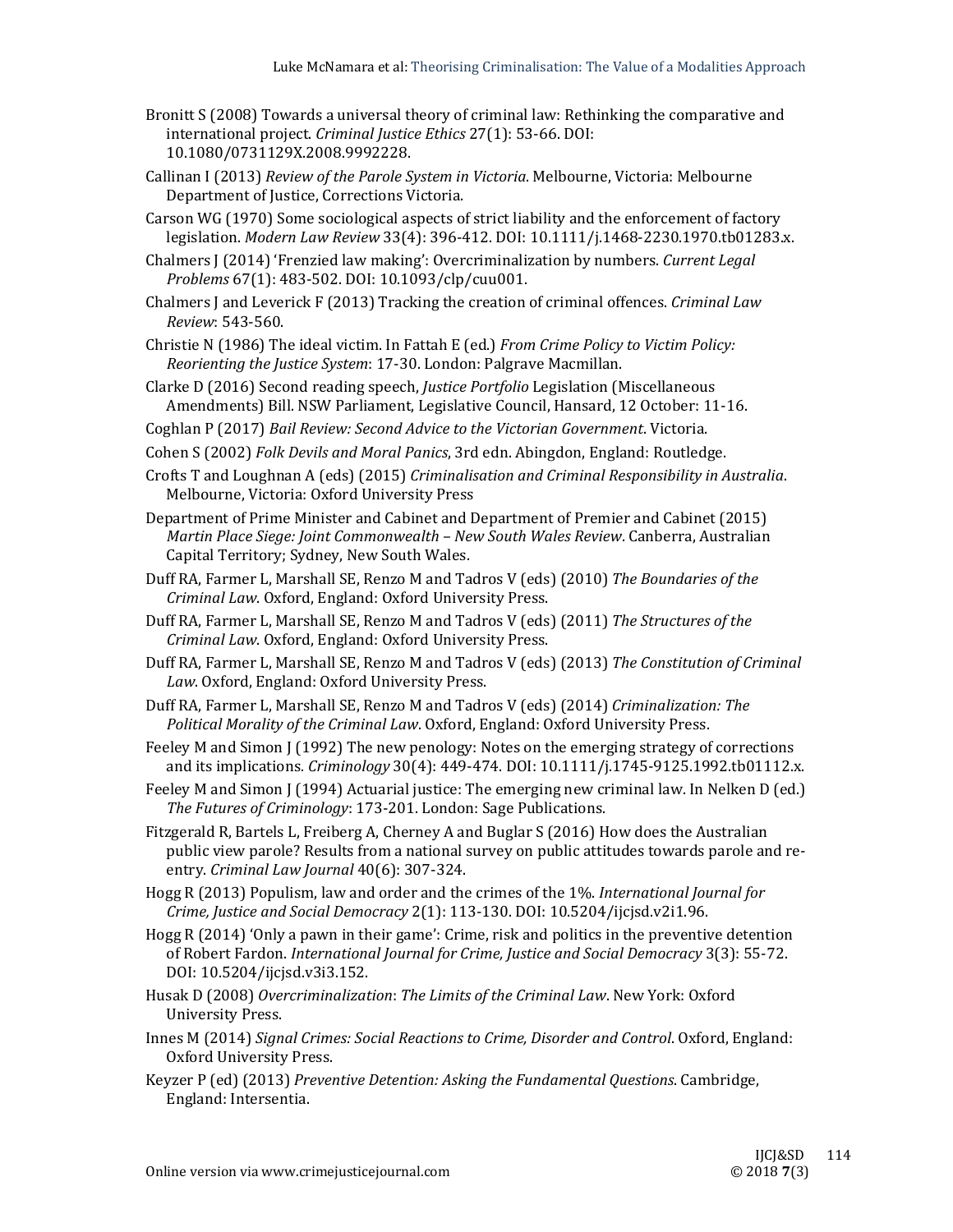Bronitt S (2008) Towards a universal theory of criminal law: Rethinking the comparative and international project. *Criminal Justice Ethics* 27(1): 53-66. DOI: 10.1080/0731129X.2008.9992228.

Callinan I (2013) *Review of the Parole System in Victoria*. Melbourne, Victoria: Melbourne Department of Justice, Corrections Victoria.

Carson WG (1970) Some sociological aspects of strict liability and the enforcement of factory legislation. *Modern Law Review* 33(4): 396-412. DOI: 10.1111/j.1468-2230.1970.tb01283.x.

Chalmers J (2014) 'Frenzied law making': Overcriminalization by numbers. *Current Legal Problems* 67(1): 483-502. DOI: 10.1093/clp/cuu001.

Chalmers J and Leverick F (2013) Tracking the creation of criminal offences. *Criminal Law Review*: 543-560.

Christie N (1986) The ideal victim. In Fattah E (ed.) *From Crime Policy to Victim Policy: Reorienting the Justice System*: 17-30. London: Palgrave Macmillan.

Clarke D (2016) Second reading speech, *Justice Portfolio* Legislation (Miscellaneous Amendments) Bill. NSW Parliament, Legislative Council, Hansard, 12 October: 11-16.

Coghlan P (2017) *Bail Review: Second Advice to the Victorian Government*. Victoria.

Cohen S (2002) *Folk Devils and Moral Panics*, 3rd edn. Abingdon, England: Routledge.

Crofts T and Loughnan A (eds) (2015) *Criminalisation and Criminal Responsibility in Australia*. Melbourne, Victoria: Oxford University Press

Department of Prime Minister and Cabinet and Department of Premier and Cabinet (2015) *Martin Place Siege: Joint Commonwealth – New South Wales Review*. Canberra, Australian Capital Territory; Sydney, New South Wales.

Duff RA, Farmer L, Marshall SE, Renzo M and Tadros V (eds) (2010) *The Boundaries of the Criminal Law*. Oxford, England: Oxford University Press.

Duff RA, Farmer L, Marshall SE, Renzo M and Tadros V (eds) (2011) *The Structures of the Criminal Law*. Oxford, England: Oxford University Press.

Duff RA, Farmer L, Marshall SE, Renzo M and Tadros V (eds) (2013) *The Constitution of Criminal Law*. Oxford, England: Oxford University Press.

Duff RA, Farmer L, Marshall SE, Renzo M and Tadros V (eds) (2014) *Criminalization: The Political Morality of the Criminal Law*. Oxford, England: Oxford University Press.

Feeley M and Simon J (1992) The new penology: Notes on the emerging strategy of corrections and its implications. *Criminology* 30(4): 449-474. DOI: 10.1111/j.1745-9125.1992.tb01112.x.

Feeley M and Simon J (1994) Actuarial justice: The emerging new criminal law. In Nelken D (ed.) *The Futures of Criminology*: 173-201. London: Sage Publications.

Fitzgerald R, Bartels L, Freiberg A, Cherney A and Buglar S (2016) How does the Australian public view parole? Results from a national survey on public attitudes towards parole and re-entry. *Criminal Law Journal* 40(6): 307-324.

Hogg R (2013) Populism, law and order and the crimes of the 1%. *International Journal for Crime, Justice and Social Democracy* 2(1): 113-130. DOI: 10.5204/ijcjsd.v2i1.96.

Hogg R (2014) 'Only a pawn in their game': Crime, risk and politics in the preventive detention of Robert Fardon. *International Journal for Crime, Justice and Social Democracy* 3(3): 55-72. DOI: 10.5204/ijcjsd.v3i3.152.

Husak D (2008) *Overcriminalization*: *The Limits of the Criminal Law*. New York: Oxford University Press.

Innes M (2014) *Signal Crimes: Social Reactions to Crime, Disorder and Control*. Oxford, England: Oxford University Press.

Keyzer P (ed) (2013) *Preventive Detention: Asking the Fundamental Questions*. Cambridge, England: Intersentia.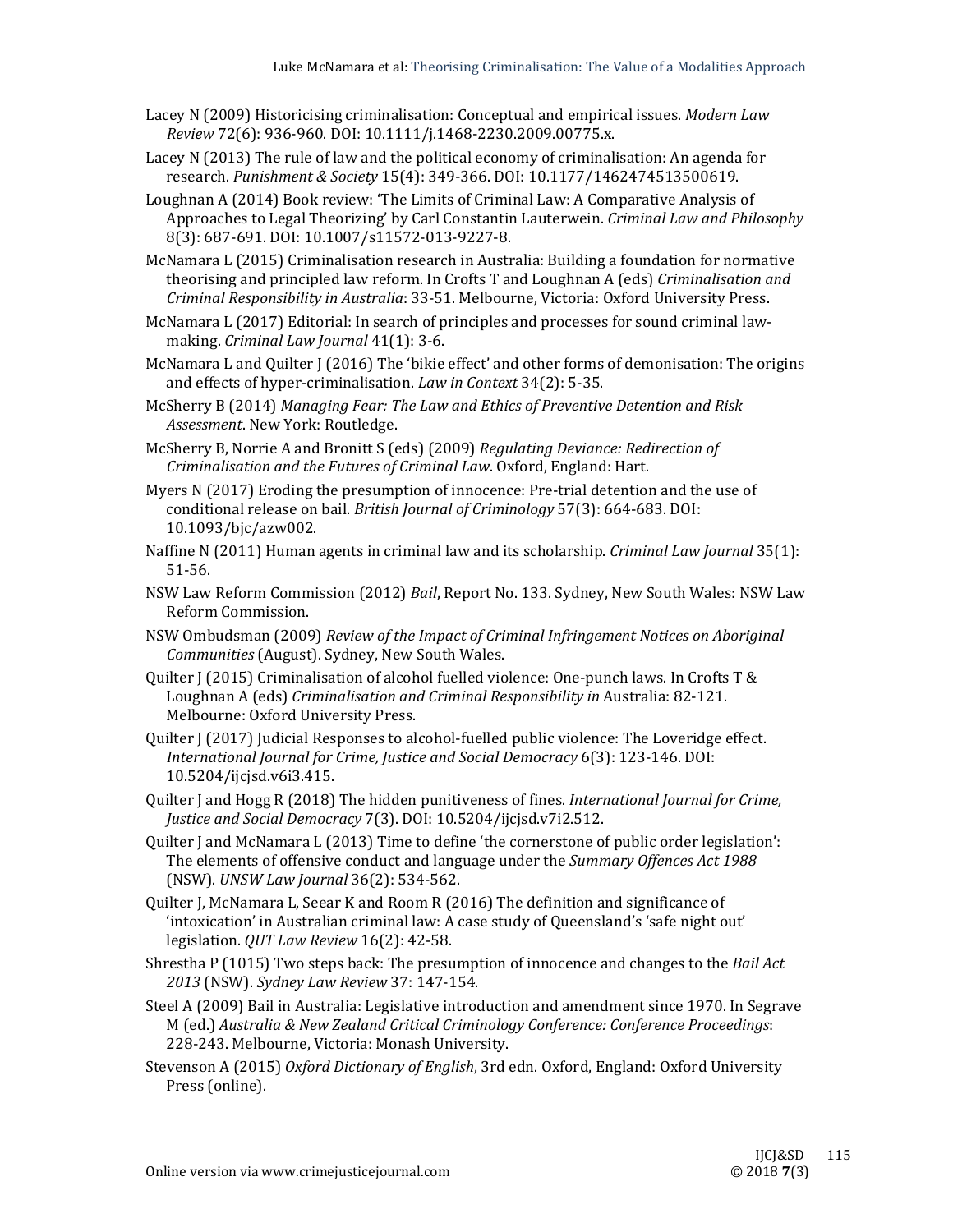Lacey N (2009) Historicising criminalisation: Conceptual and empirical issues. *Modern Law Review* 72(6): 936-960. DOI: 10.1111/j.1468-2230.2009.00775.x.

Lacey N (2013) The rule of law and the political economy of criminalisation: An agenda for research. *Punishment & Society* 15(4): 349-366. DOI: 10.1177/1462474513500619.

Loughnan A (2014) Book review: 'The Limits of Criminal Law: A Comparative Analysis of Approaches to Legal Theorizing' by Carl Constantin Lauterwein. *Criminal Law and Philosophy* 8(3): 687-691. DOI: 10.1007/s11572-013-9227-8.

McNamara L (2015) Criminalisation research in Australia: Building a foundation for normative theorising and principled law reform. In Crofts T and Loughnan A (eds) *Criminalisation and Criminal Responsibility in Australia*: 33-51. Melbourne, Victoria: Oxford University Press.

McNamara L (2017) Editorial: In search of principles and processes for sound criminal law-making. *Criminal Law Journal* 41(1): 3-6.

McNamara L and Quilter J (2016) The 'bikie effect' and other forms of demonisation: The origins and effects of hyper-criminalisation. *Law in Context* 34(2): 5-35.

McSherry B (2014) *Managing Fear: The Law and Ethics of Preventive Detention and Risk Assessment*. New York: Routledge.

McSherry B, Norrie A and Bronitt S (eds) (2009) *Regulating Deviance: Redirection of Criminalisation and the Futures of Criminal Law*. Oxford, England: Hart.

Myers N (2017) Eroding the presumption of innocence: Pre-trial detention and the use of conditional release on bail. *British Journal of Criminology* 57(3): 664-683. DOI: 10.1093/bjc/azw002.

Naffine N (2011) Human agents in criminal law and its scholarship. *Criminal Law Journal* 35(1): 51-56.

NSW Law Reform Commission (2012) *Bail*, Report No. 133. Sydney, New South Wales: NSW Law Reform Commission.

NSW Ombudsman (2009) *Review of the Impact of Criminal Infringement Notices on Aboriginal Communities* (August). Sydney, New South Wales.

Quilter J (2015) Criminalisation of alcohol fuelled violence: One-punch laws. In Crofts T & Loughnan A (eds) *Criminalisation and Criminal Responsibility in* Australia: 82-121. Melbourne: Oxford University Press.

Quilter J (2017) Judicial Responses to alcohol-fuelled public violence: The Loveridge effect. *International Journal for Crime, Justice and Social Democracy* 6(3): 123-146. DOI: 10.5204/ijcjsd.v6i3.415.

Quilter J and Hogg R (2018) The hidden punitiveness of fines. *International Journal for Crime, Justice and Social Democracy* 7(3). DOI: 10.5204/ijcjsd.v7i2.512.

Quilter J and McNamara L (2013) Time to define 'the cornerstone of public order legislation': The elements of offensive conduct and language under the *Summary Offences Act 1988* (NSW). *UNSW Law Journal* 36(2): 534-562.

Quilter J, McNamara L, Seear K and Room R (2016) The definition and significance of 'intoxication' in Australian criminal law: A case study of Queensland's 'safe night out' legislation. *QUT Law Review* 16(2): 42-58.

Shrestha P (1015) Two steps back: The presumption of innocence and changes to the *Bail Act 2013* (NSW). *Sydney Law Review* 37: 147-154.

Steel A (2009) Bail in Australia: Legislative introduction and amendment since 1970. In Segrave M (ed.) *Australia & New Zealand Critical Criminology Conference: Conference Proceedings*: 228-243. Melbourne, Victoria: Monash University.

Stevenson A (2015) *Oxford Dictionary of English*, 3rd edn. Oxford, England: Oxford University Press (online).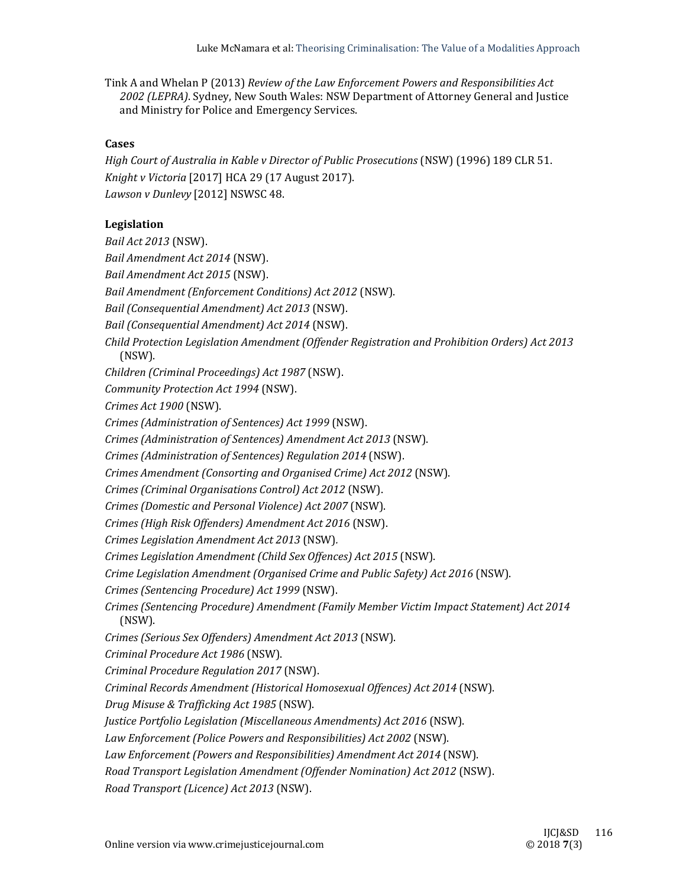Tink A and Whelan P (2013) *Review of the Law Enforcement Powers and Responsibilities Act 2002 (LEPRA)*. Sydney, New South Wales: NSW Department of Attorney General and Justice and Ministry for Police and Emergency Services.

### Cases

*High Court of Australia in Kable v Director of Public Prosecutions* (NSW) (1996) 189 CLR 51.

*Knight v Victoria* [2017] HCA 29 (17 August 2017).

*Lawson v Dunlevy* [2012] NSWSC 48.

### Legislation

*Bail Act 2013* (NSW).

*Bail Amendment Act 2014* (NSW).

*Bail Amendment Act 2015* (NSW).

*Bail Amendment (Enforcement Conditions) Act 2012* (NSW).

*Bail (Consequential Amendment) Act 2013* (NSW).

*Bail (Consequential Amendment) Act 2014* (NSW).

*Child Protection Legislation Amendment (Offender Registration and Prohibition Orders) Act 2013* (NSW).

*Children (Criminal Proceedings) Act 1987* (NSW).

*Community Protection Act 1994* (NSW).

*Crimes Act 1900* (NSW).

*Crimes (Administration of Sentences) Act 1999* (NSW).

*Crimes (Administration of Sentences) Amendment Act 2013* (NSW).

*Crimes (Administration of Sentences) Regulation 2014* (NSW).

*Crimes Amendment (Consorting and Organised Crime) Act 2012* (NSW).

*Crimes (Criminal Organisations Control) Act 2012* (NSW).

*Crimes (Domestic and Personal Violence) Act 2007* (NSW).

*Crimes (High Risk Offenders) Amendment Act 2016* (NSW).

*Crimes Legislation Amendment Act 2013* (NSW).

*Crimes Legislation Amendment (Child Sex Offences) Act 2015* (NSW).

*Crime Legislation Amendment (Organised Crime and Public Safety) Act 2016* (NSW).

*Crimes (Sentencing Procedure) Act 1999* (NSW).

*Crimes (Sentencing Procedure) Amendment (Family Member Victim Impact Statement) Act 2014* (NSW).

*Crimes (Serious Sex Offenders) Amendment Act 2013* (NSW).

*Criminal Procedure Act 1986* (NSW).

*Criminal Procedure Regulation 2017* (NSW).

*Criminal Records Amendment (Historical Homosexual Offences) Act 2014* (NSW).

*Drug Misuse & Trafficking Act 1985* (NSW).

*Justice Portfolio Legislation (Miscellaneous Amendments) Act 2016* (NSW).

*Law Enforcement (Police Powers and Responsibilities) Act 2002* (NSW).

*Law Enforcement (Powers and Responsibilities) Amendment Act 2014* (NSW).

*Road Transport Legislation Amendment (Offender Nomination) Act 2012* (NSW).

*Road Transport (Licence) Act 2013* (NSW).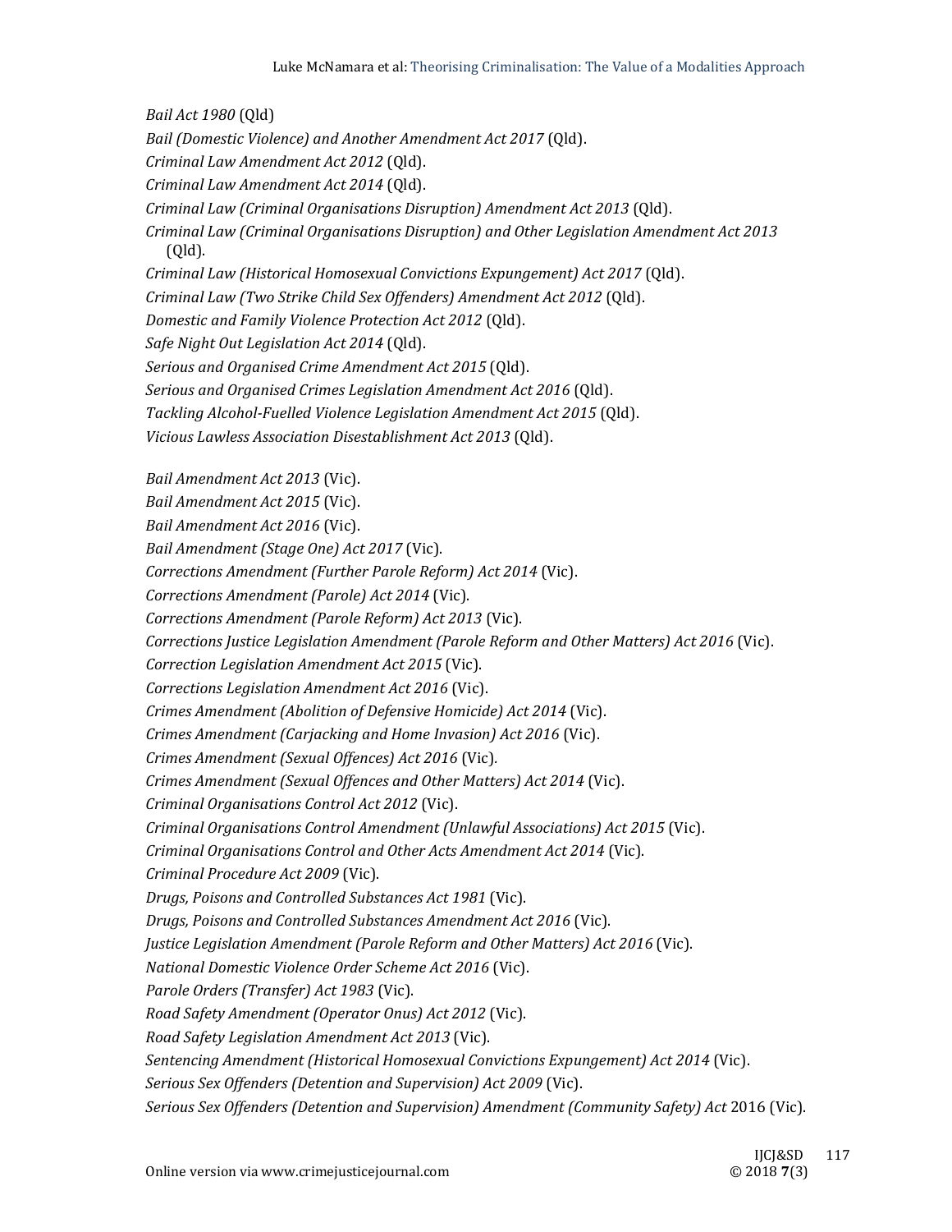*Bail Act 1980* (Qld)

*Bail (Domestic Violence) and Another Amendment Act 2017* (Qld).

*Criminal Law Amendment Act 2012* (Qld).

*Criminal Law Amendment Act 2014* (Qld).

*Criminal Law (Criminal Organisations Disruption) Amendment Act 2013* (Qld).

*Criminal Law (Criminal Organisations Disruption) and Other Legislation Amendment Act 2013* (Qld).

*Criminal Law (Historical Homosexual Convictions Expungement) Act 2017* (Qld).

*Criminal Law (Two Strike Child Sex Offenders) Amendment Act 2012* (Qld).

*Domestic and Family Violence Protection Act 2012* (Qld).

*Safe Night Out Legislation Act 2014* (Qld).

*Serious and Organised Crime Amendment Act 2015* (Qld).

*Serious and Organised Crimes Legislation Amendment Act 2016* (Qld).

*Tackling Alcohol-Fuelled Violence Legislation Amendment Act 2015* (Qld).

*Vicious Lawless Association Disestablishment Act 2013* (Qld).

*Bail Amendment Act 2013* (Vic).

*Bail Amendment Act 2015* (Vic).

*Bail Amendment Act 2016* (Vic).

*Bail Amendment (Stage One) Act 2017* (Vic).

*Corrections Amendment (Further Parole Reform) Act 2014* (Vic).

*Corrections Amendment (Parole) Act 2014* (Vic).

*Corrections Amendment (Parole Reform) Act 2013* (Vic).

*Corrections Justice Legislation Amendment (Parole Reform and Other Matters) Act 2016* (Vic).

*Correction Legislation Amendment Act 2015* (Vic).

*Corrections Legislation Amendment Act 2016* (Vic).

*Crimes Amendment (Abolition of Defensive Homicide) Act 2014* (Vic).

*Crimes Amendment (Carjacking and Home Invasion) Act 2016* (Vic).

*Crimes Amendment (Sexual Offences) Act 2016* (Vic).

*Crimes Amendment (Sexual Offences and Other Matters) Act 2014* (Vic).

*Criminal Organisations Control Act 2012* (Vic).

*Criminal Organisations Control Amendment (Unlawful Associations) Act 2015* (Vic).

*Criminal Organisations Control and Other Acts Amendment Act 2014* (Vic).

*Criminal Procedure Act 2009* (Vic).

*Drugs, Poisons and Controlled Substances Act 1981* (Vic).

*Drugs, Poisons and Controlled Substances Amendment Act 2016* (Vic).

*Justice Legislation Amendment (Parole Reform and Other Matters) Act 2016* (Vic).

*National Domestic Violence Order Scheme Act 2016* (Vic).

*Parole Orders (Transfer) Act 1983* (Vic).

*Road Safety Amendment (Operator Onus) Act 2012* (Vic).

*Road Safety Legislation Amendment Act 2013* (Vic).

*Sentencing Amendment (Historical Homosexual Convictions Expungement) Act 2014* (Vic).

*Serious Sex Offenders (Detention and Supervision) Act 2009* (Vic).

*Serious Sex Offenders (Detention and Supervision) Amendment (Community Safety) Act* 2016 (Vic).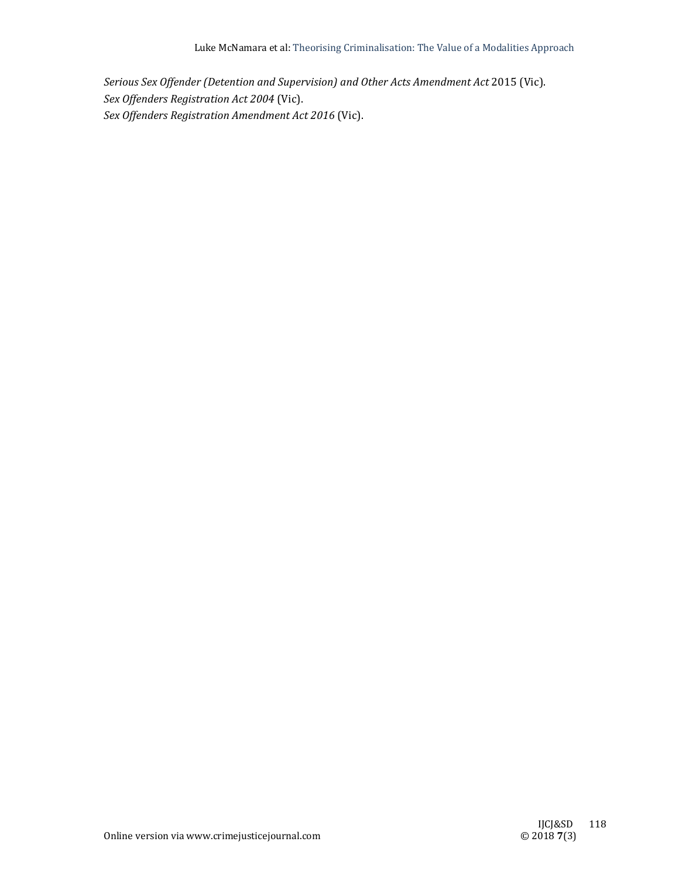*Serious Sex Offender (Detention and Supervision) and Other Acts Amendment Act* 2015 (Vic).
*Sex Offenders Registration Act 2004* (Vic).
*Sex Offenders Registration Amendment Act 2016* (Vic).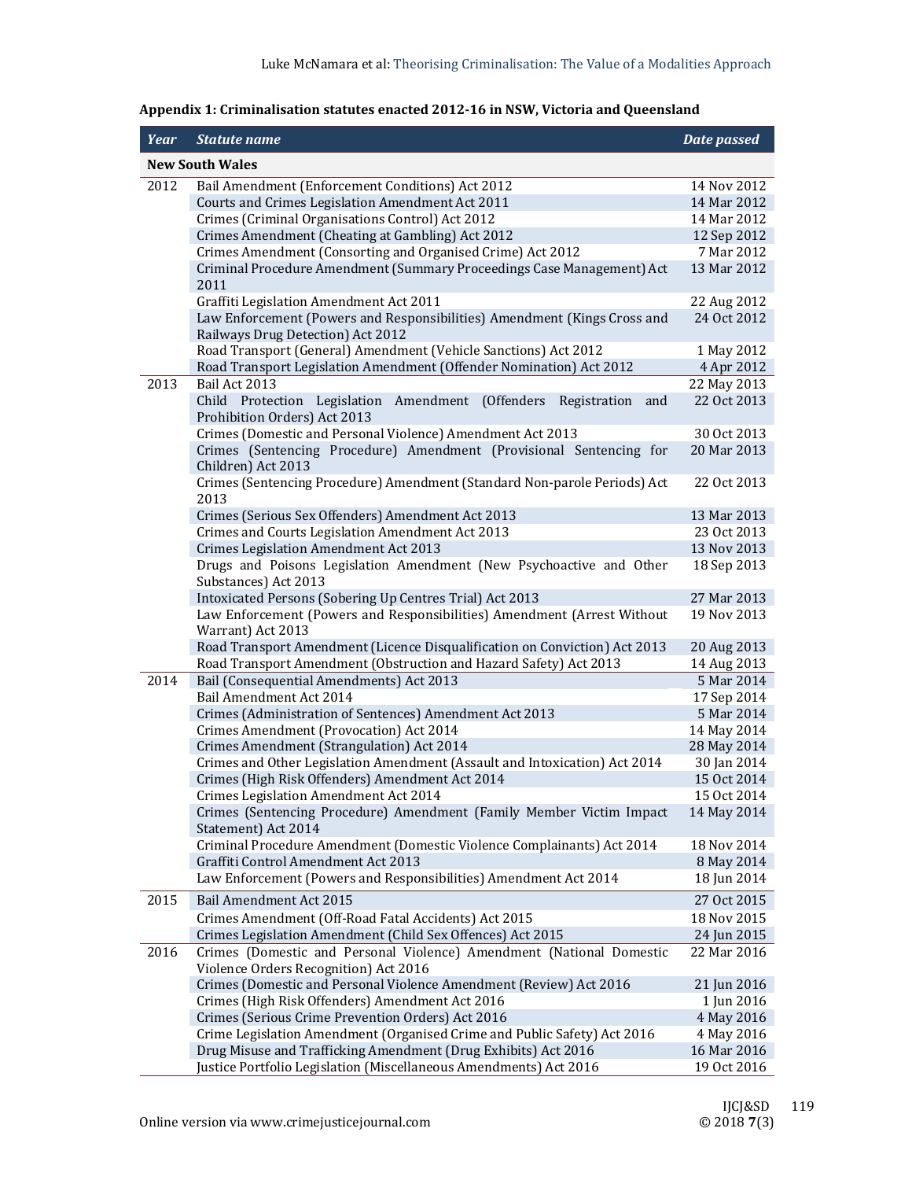**Appendix 1: Criminalisation statutes enacted 2012-16 in NSW, Victoria and Queensland**

| *Year* | *Statute name* | *Date passed* |
|---|---|---|
| **New South Wales** | | |
| 2012 | Bail Amendment (Enforcement Conditions) Act 2012 | 14 Nov 2012 |
| | Courts and Crimes Legislation Amendment Act 2011 | 14 Mar 2012 |
| | Crimes (Criminal Organisations Control) Act 2012 | 14 Mar 2012 |
| | Crimes Amendment (Cheating at Gambling) Act 2012 | 12 Sep 2012 |
| | Crimes Amendment (Consorting and Organised Crime) Act 2012 | 7 Mar 2012 |
| | Criminal Procedure Amendment (Summary Proceedings Case Management) Act 2011 | 13 Mar 2012 |
| | Graffiti Legislation Amendment Act 2011 | 22 Aug 2012 |
| | Law Enforcement (Powers and Responsibilities) Amendment (Kings Cross and Railways Drug Detection) Act 2012 | 24 Oct 2012 |
| | Road Transport (General) Amendment (Vehicle Sanctions) Act 2012 | 1 May 2012 |
| | Road Transport Legislation Amendment (Offender Nomination) Act 2012 | 4 Apr 2012 |
| 2013 | Bail Act 2013 | 22 May 2013 |
| | Child Protection Legislation Amendment (Offenders Registration and Prohibition Orders) Act 2013 | 22 Oct 2013 |
| | Crimes (Domestic and Personal Violence) Amendment Act 2013 | 30 Oct 2013 |
| | Crimes (Sentencing Procedure) Amendment (Provisional Sentencing for Children) Act 2013 | 20 Mar 2013 |
| | Crimes (Sentencing Procedure) Amendment (Standard Non-parole Periods) Act 2013 | 22 Oct 2013 |
| | Crimes (Serious Sex Offenders) Amendment Act 2013 | 13 Mar 2013 |
| | Crimes and Courts Legislation Amendment Act 2013 | 23 Oct 2013 |
| | Crimes Legislation Amendment Act 2013 | 13 Nov 2013 |
| | Drugs and Poisons Legislation Amendment (New Psychoactive and Other Substances) Act 2013 | 18 Sep 2013 |
| | Intoxicated Persons (Sobering Up Centres Trial) Act 2013 | 27 Mar 2013 |
| | Law Enforcement (Powers and Responsibilities) Amendment (Arrest Without Warrant) Act 2013 | 19 Nov 2013 |
| | Road Transport Amendment (Licence Disqualification on Conviction) Act 2013 | 20 Aug 2013 |
| | Road Transport Amendment (Obstruction and Hazard Safety) Act 2013 | 14 Aug 2013 |
| 2014 | Bail (Consequential Amendments) Act 2013 | 5 Mar 2014 |
| | Bail Amendment Act 2014 | 17 Sep 2014 |
| | Crimes (Administration of Sentences) Amendment Act 2013 | 5 Mar 2014 |
| | Crimes Amendment (Provocation) Act 2014 | 14 May 2014 |
| | Crimes Amendment (Strangulation) Act 2014 | 28 May 2014 |
| | Crimes and Other Legislation Amendment (Assault and Intoxication) Act 2014 | 30 Jan 2014 |
| | Crimes (High Risk Offenders) Amendment Act 2014 | 15 Oct 2014 |
| | Crimes Legislation Amendment Act 2014 | 15 Oct 2014 |
| | Crimes (Sentencing Procedure) Amendment (Family Member Victim Impact Statement) Act 2014 | 14 May 2014 |
| | Criminal Procedure Amendment (Domestic Violence Complainants) Act 2014 | 18 Nov 2014 |
| | Graffiti Control Amendment Act 2014 | 8 May 2014 |
| | Law Enforcement (Powers and Responsibilities) Amendment Act 2014 | 18 Jun 2014 |
| 2015 | Bail Amendment Act 2015 | 27 Oct 2015 |
| | Crimes Amendment (Off-Road Fatal Accidents) Act 2015 | 18 Nov 2015 |
| | Crimes Legislation Amendment (Child Sex Offences) Act 2015 | 24 Jun 2015 |
| 2016 | Crimes (Domestic and Personal Violence) Amendment (National Domestic Violence Orders Recognition) Act 2016 | 22 Mar 2016 |
| | Crimes (Domestic and Personal Violence Amendment (Review) Act 2016 | 21 Jun 2016 |
| | Crimes (High Risk Offenders) Amendment Act 2016 | 1 Jun 2016 |
| | Crimes (Serious Crime Prevention Orders) Act 2016 | 4 May 2016 |
| | Crime Legislation Amendment (Organised Crime and Public Safety) Act 2016 | 4 May 2016 |
| | Drug Misuse and Trafficking Amendment (Drug Exhibits) Act 2016 | 16 Mar 2016 |
| | Justice Portfolio Legislation (Miscellaneous Amendments) Act 2016 | 19 Oct 2016 |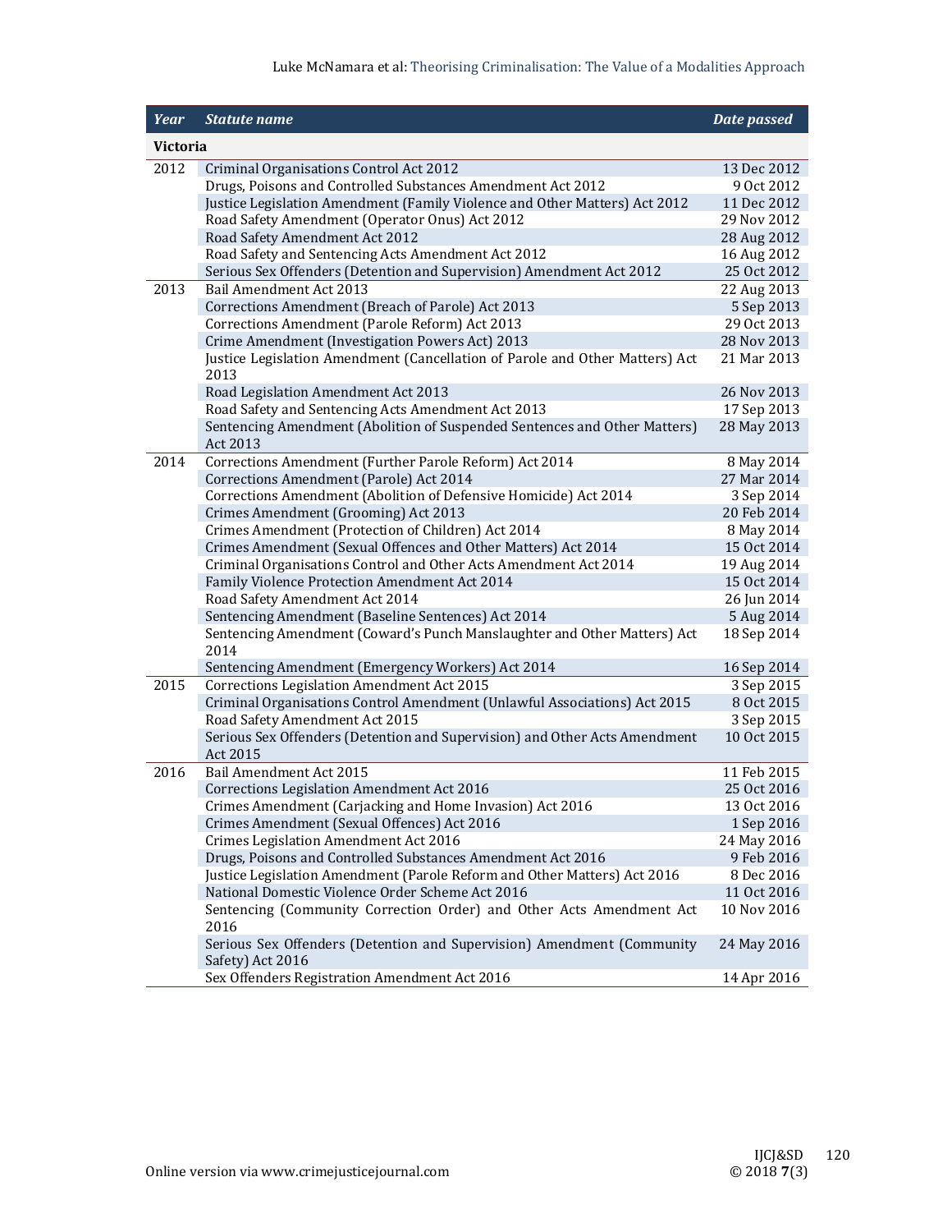| Year | Statute name | Date passed |
|---|---|---|
| **Victoria** | | |
| 2012 | Criminal Organisations Control Act 2012 | 13 Dec 2012 |
| | Drugs, Poisons and Controlled Substances Amendment Act 2012 | 9 Oct 2012 |
| | Justice Legislation Amendment (Family Violence and Other Matters) Act 2012 | 11 Dec 2012 |
| | Road Safety Amendment (Operator Onus) Act 2012 | 29 Nov 2012 |
| | Road Safety Amendment Act 2012 | 28 Aug 2012 |
| | Road Safety and Sentencing Acts Amendment Act 2012 | 16 Aug 2012 |
| | Serious Sex Offenders (Detention and Supervision) Amendment Act 2012 | 25 Oct 2012 |
| 2013 | Bail Amendment Act 2013 | 22 Aug 2013 |
| | Corrections Amendment (Breach of Parole) Act 2013 | 5 Sep 2013 |
| | Corrections Amendment (Parole Reform) Act 2013 | 29 Oct 2013 |
| | Crime Amendment (Investigation Powers Act) 2013 | 28 Nov 2013 |
| | Justice Legislation Amendment (Cancellation of Parole and Other Matters) Act 2013 | 21 Mar 2013 |
| | Road Legislation Amendment Act 2013 | 26 Nov 2013 |
| | Road Safety and Sentencing Acts Amendment Act 2013 | 17 Sep 2013 |
| | Sentencing Amendment (Abolition of Suspended Sentences and Other Matters) Act 2013 | 28 May 2013 |
| 2014 | Corrections Amendment (Further Parole Reform) Act 2014 | 8 May 2014 |
| | Corrections Amendment (Parole) Act 2014 | 27 Mar 2014 |
| | Corrections Amendment (Abolition of Defensive Homicide) Act 2014 | 3 Sep 2014 |
| | Crimes Amendment (Grooming) Act 2013 | 20 Feb 2014 |
| | Crimes Amendment (Protection of Children) Act 2014 | 8 May 2014 |
| | Crimes Amendment (Sexual Offences and Other Matters) Act 2014 | 15 Oct 2014 |
| | Criminal Organisations Control and Other Acts Amendment Act 2014 | 19 Aug 2014 |
| | Family Violence Protection Amendment Act 2014 | 15 Oct 2014 |
| | Road Safety Amendment Act 2014 | 26 Jun 2014 |
| | Sentencing Amendment (Baseline Sentences) Act 2014 | 5 Aug 2014 |
| | Sentencing Amendment (Coward's Punch Manslaughter and Other Matters) Act 2014 | 18 Sep 2014 |
| | Sentencing Amendment (Emergency Workers) Act 2014 | 16 Sep 2014 |
| 2015 | Corrections Legislation Amendment Act 2015 | 3 Sep 2015 |
| | Criminal Organisations Control Amendment (Unlawful Associations) Act 2015 | 8 Oct 2015 |
| | Road Safety Amendment Act 2015 | 3 Sep 2015 |
| | Serious Sex Offenders (Detention and Supervision) and Other Acts Amendment Act 2015 | 10 Oct 2015 |
| 2016 | Bail Amendment Act 2015 | 11 Feb 2015 |
| | Corrections Legislation Amendment Act 2016 | 25 Oct 2016 |
| | Crimes Amendment (Carjacking and Home Invasion) Act 2016 | 13 Oct 2016 |
| | Crimes Amendment (Sexual Offences) Act 2016 | 1 Sep 2016 |
| | Crimes Legislation Amendment Act 2016 | 24 May 2016 |
| | Drugs, Poisons and Controlled Substances Amendment Act 2016 | 9 Feb 2016 |
| | Justice Legislation Amendment (Parole Reform and Other Matters) Act 2016 | 8 Dec 2016 |
| | National Domestic Violence Order Scheme Act 2016 | 11 Oct 2016 |
| | Sentencing (Community Correction Order) and Other Acts Amendment Act 2016 | 10 Nov 2016 |
| | Serious Sex Offenders (Detention and Supervision) Amendment (Community Safety) Act 2016 | 24 May 2016 |
| | Sex Offenders Registration Amendment Act 2016 | 14 Apr 2016 |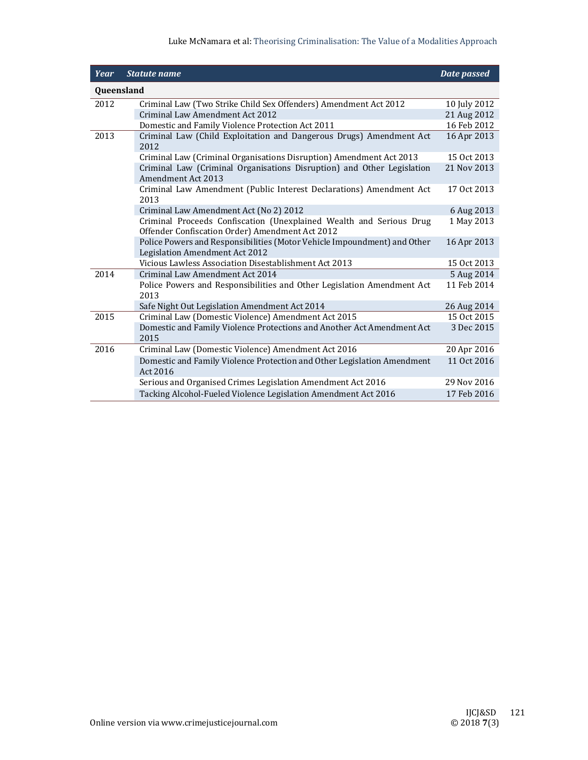| Year | Statute name | Date passed |
|---|---|---|
| **Queensland** | | |
| 2012 | Criminal Law (Two Strike Child Sex Offenders) Amendment Act 2012 | 10 July 2012 |
| | Criminal Law Amendment Act 2012 | 21 Aug 2012 |
| | Domestic and Family Violence Protection Act 2011 | 16 Feb 2012 |
| 2013 | Criminal Law (Child Exploitation and Dangerous Drugs) Amendment Act 2012 | 16 Apr 2013 |
| | Criminal Law (Criminal Organisations Disruption) Amendment Act 2013 | 15 Oct 2013 |
| | Criminal Law (Criminal Organisations Disruption) and Other Legislation Amendment Act 2013 | 21 Nov 2013 |
| | Criminal Law Amendment (Public Interest Declarations) Amendment Act 2013 | 17 Oct 2013 |
| | Criminal Law Amendment Act (No 2) 2012 | 6 Aug 2013 |
| | Criminal Proceeds Confiscation (Unexplained Wealth and Serious Drug Offender Confiscation Order) Amendment Act 2012 | 1 May 2013 |
| | Police Powers and Responsibilities (Motor Vehicle Impoundment) and Other Legislation Amendment Act 2012 | 16 Apr 2013 |
| | Vicious Lawless Association Disestablishment Act 2013 | 15 Oct 2013 |
| 2014 | Criminal Law Amendment Act 2014 | 5 Aug 2014 |
| | Police Powers and Responsibilities and Other Legislation Amendment Act 2013 | 11 Feb 2014 |
| | Safe Night Out Legislation Amendment Act 2014 | 26 Aug 2014 |
| 2015 | Criminal Law (Domestic Violence) Amendment Act 2015 | 15 Oct 2015 |
| | Domestic and Family Violence Protections and Another Act Amendment Act 2015 | 3 Dec 2015 |
| 2016 | Criminal Law (Domestic Violence) Amendment Act 2016 | 20 Apr 2016 |
| | Domestic and Family Violence Protection and Other Legislation Amendment Act 2016 | 11 Oct 2016 |
| | Serious and Organised Crimes Legislation Amendment Act 2016 | 29 Nov 2016 |
| | Tacking Alcohol-Fueled Violence Legislation Amendment Act 2016 | 17 Feb 2016 |